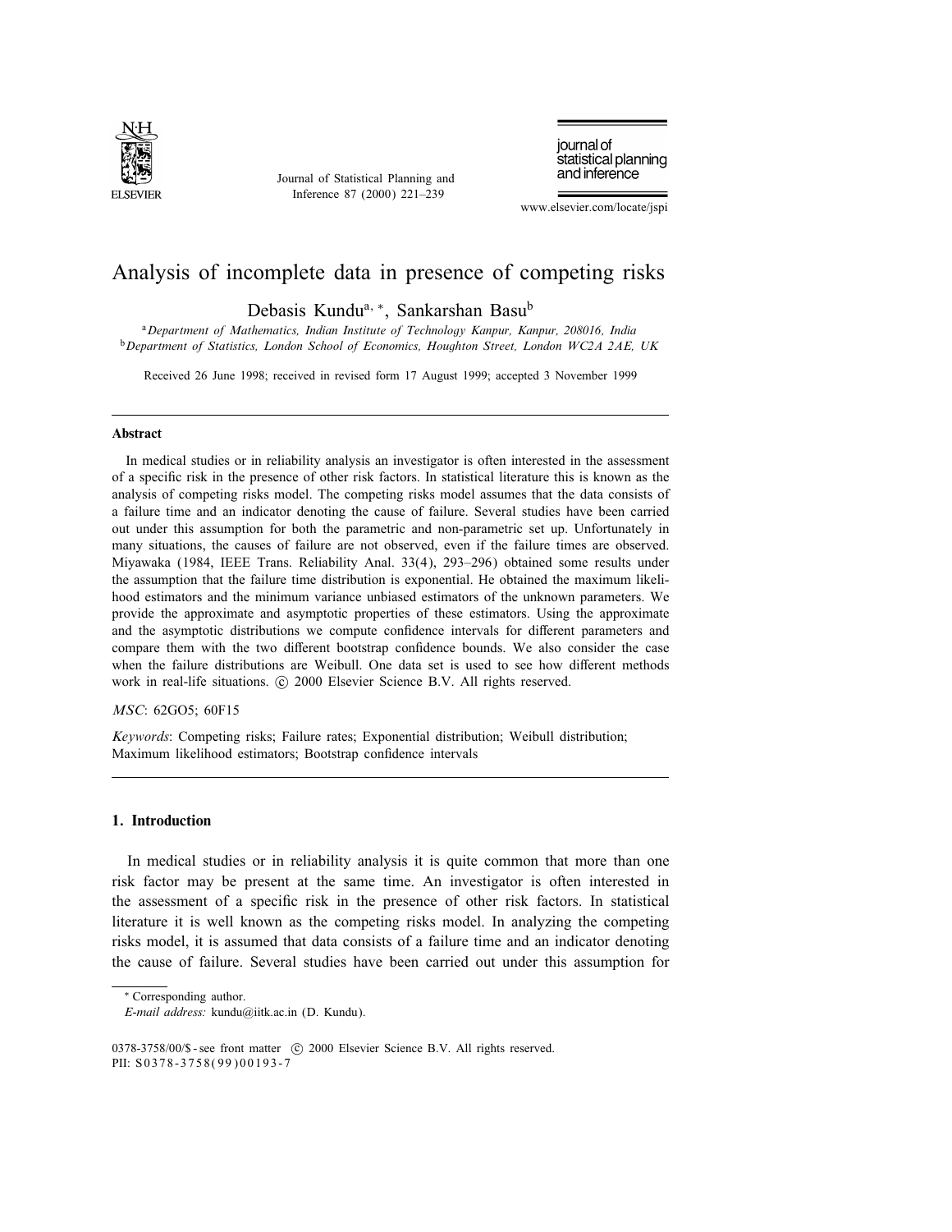# Analysis of incomplete data in presence of competing risks

Debasis Kundu[a,*], Sankarshan Basu[b]

[a] *Department of Mathematics, Indian Institute of Technology Kanpur, Kanpur, 208016, India*
[b] *Department of Statistics, London School of Economics, Houghton Street, London WC2A 2AE, UK*

Received 26 June 1998; received in revised form 17 August 1999; accepted 3 November 1999

## Abstract

In medical studies or in reliability analysis an investigator is often interested in the assessment of a specific risk in the presence of other risk factors. In statistical literature this is known as the analysis of competing risks model. The competing risks model assumes that the data consists of a failure time and an indicator denoting the cause of failure. Several studies have been carried out under this assumption for both the parametric and non-parametric set up. Unfortunately in many situations, the causes of failure are not observed, even if the failure times are observed. Miyawaka (1984, IEEE Trans. Reliability Anal. 33(4), 293–296) obtained some results under the assumption that the failure time distribution is exponential. He obtained the maximum likelihood estimators and the minimum variance unbiased estimators of the unknown parameters. We provide the approximate and asymptotic properties of these estimators. Using the approximate and the asymptotic distributions we compute confidence intervals for different parameters and compare them with the two different bootstrap confidence bounds. We also consider the case when the failure distributions are Weibull. One data set is used to see how different methods work in real-life situations. © 2000 Elsevier Science B.V. All rights reserved.

*MSC*: 62GO5; 60F15

*Keywords*: Competing risks; Failure rates; Exponential distribution; Weibull distribution; Maximum likelihood estimators; Bootstrap confidence intervals

## 1. Introduction

In medical studies or in reliability analysis it is quite common that more than one risk factor may be present at the same time. An investigator is often interested in the assessment of a specific risk in the presence of other risk factors. In statistical literature it is well known as the competing risks model. In analyzing the competing risks model, it is assumed that data consists of a failure time and an indicator denoting the cause of failure. Several studies have been carried out under this assumption for

* Corresponding author.
*E-mail address:* kundu@iitk.ac.in (D. Kundu).

0378-3758/00/$ - see front matter © 2000 Elsevier Science B.V. All rights reserved.
PII: S0378-3758(99)00193-7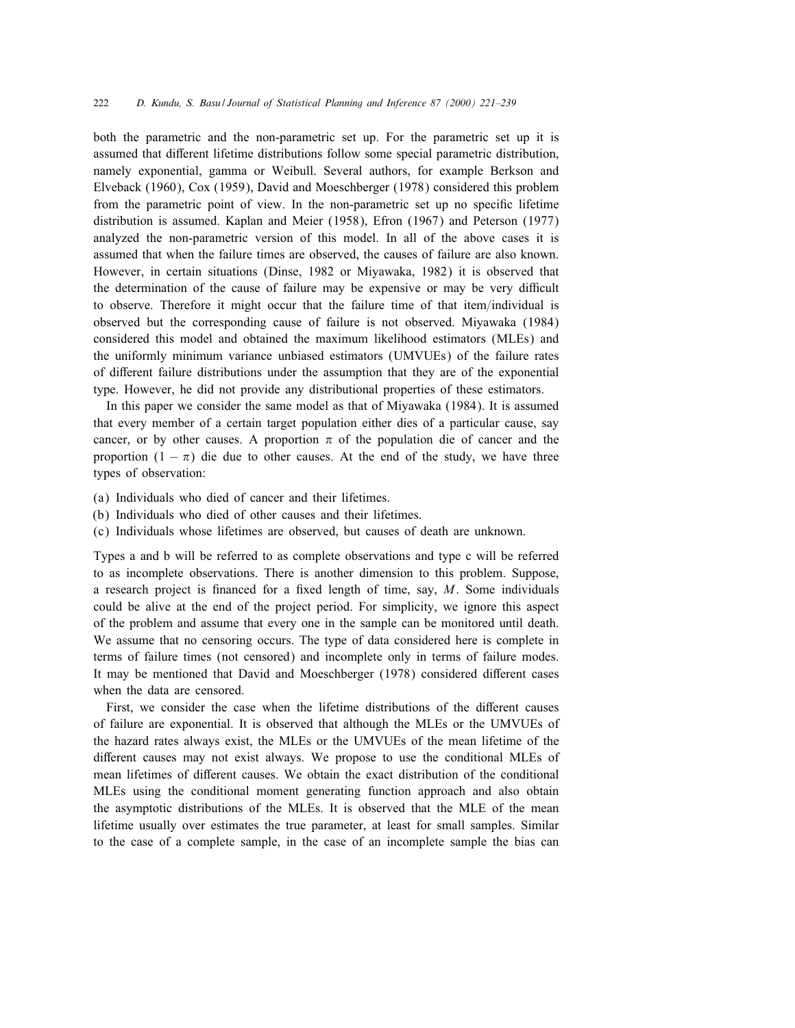both the parametric and the non-parametric set up. For the parametric set up it is assumed that different lifetime distributions follow some special parametric distribution, namely exponential, gamma or Weibull. Several authors, for example Berkson and Elveback (1960), Cox (1959), David and Moeschberger (1978) considered this problem from the parametric point of view. In the non-parametric set up no specific lifetime distribution is assumed. Kaplan and Meier (1958), Efron (1967) and Peterson (1977) analyzed the non-parametric version of this model. In all of the above cases it is assumed that when the failure times are observed, the causes of failure are also known. However, in certain situations (Dinse, 1982 or Miyawaka, 1982) it is observed that the determination of the cause of failure may be expensive or may be very difficult to observe. Therefore it might occur that the failure time of that item/individual is observed but the corresponding cause of failure is not observed. Miyawaka (1984) considered this model and obtained the maximum likelihood estimators (MLEs) and the uniformly minimum variance unbiased estimators (UMVUEs) of the failure rates of different failure distributions under the assumption that they are of the exponential type. However, he did not provide any distributional properties of these estimators.

In this paper we consider the same model as that of Miyawaka (1984). It is assumed that every member of a certain target population either dies of a particular cause, say cancer, or by other causes. A proportion $\pi$ of the population die of cancer and the proportion $(1-\pi)$ die due to other causes. At the end of the study, we have three types of observation:

(a) Individuals who died of cancer and their lifetimes.
(b) Individuals who died of other causes and their lifetimes.
(c) Individuals whose lifetimes are observed, but causes of death are unknown.

Types a and b will be referred to as complete observations and type c will be referred to as incomplete observations. There is another dimension to this problem. Suppose, a research project is financed for a fixed length of time, say, $M$. Some individuals could be alive at the end of the project period. For simplicity, we ignore this aspect of the problem and assume that every one in the sample can be monitored until death. We assume that no censoring occurs. The type of data considered here is complete in terms of failure times (not censored) and incomplete only in terms of failure modes. It may be mentioned that David and Moeschberger (1978) considered different cases when the data are censored.

First, we consider the case when the lifetime distributions of the different causes of failure are exponential. It is observed that although the MLEs or the UMVUEs of the hazard rates always exist, the MLEs or the UMVUEs of the mean lifetime of the different causes may not exist always. We propose to use the conditional MLEs of mean lifetimes of different causes. We obtain the exact distribution of the conditional MLEs using the conditional moment generating function approach and also obtain the asymptotic distributions of the MLEs. It is observed that the MLE of the mean lifetime usually over estimates the true parameter, at least for small samples. Similar to the case of a complete sample, in the case of an incomplete sample the bias can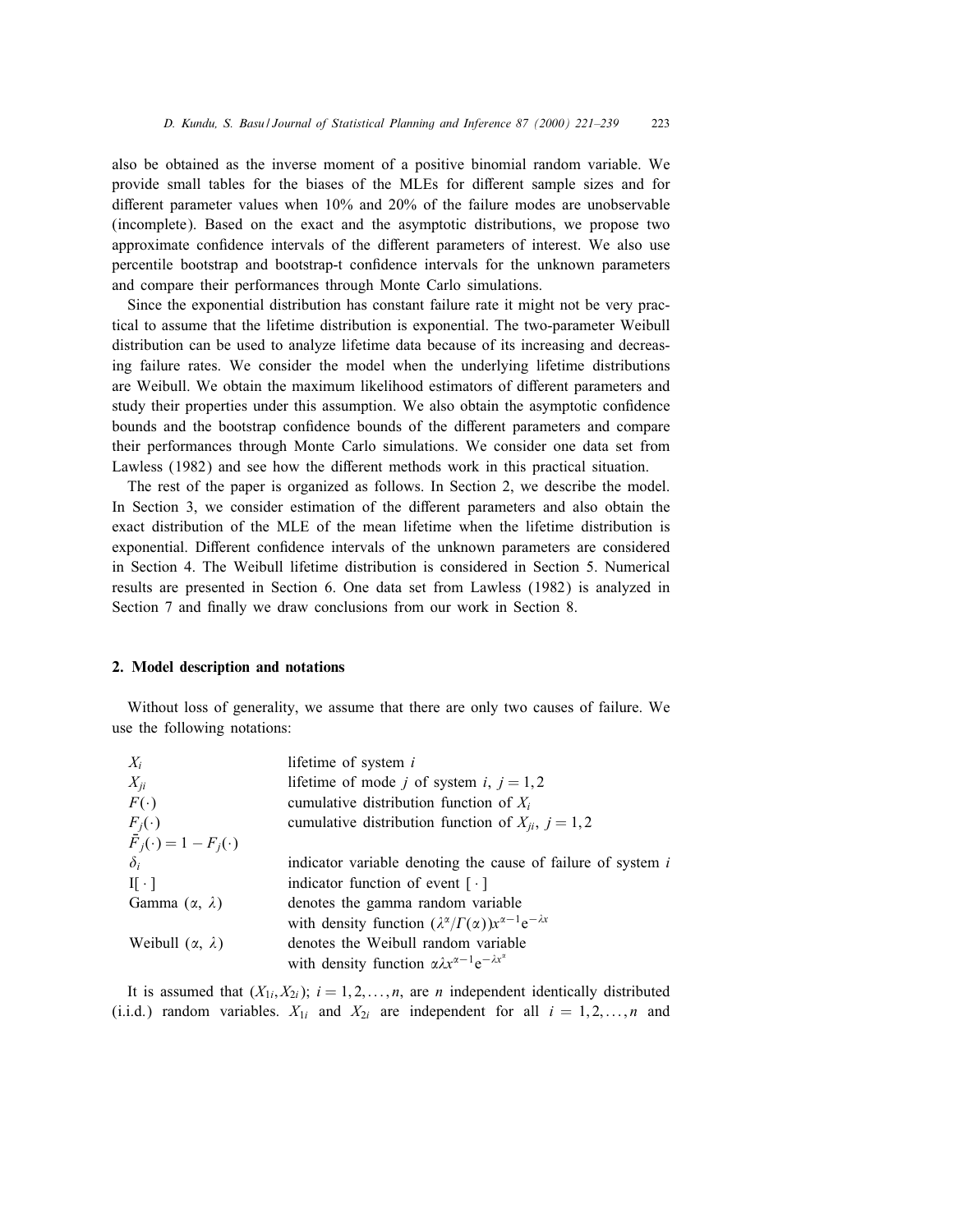also be obtained as the inverse moment of a positive binomial random variable. We provide small tables for the biases of the MLEs for different sample sizes and for different parameter values when 10% and 20% of the failure modes are unobservable (incomplete). Based on the exact and the asymptotic distributions, we propose two approximate confidence intervals of the different parameters of interest. We also use percentile bootstrap and bootstrap-t confidence intervals for the unknown parameters and compare their performances through Monte Carlo simulations.

Since the exponential distribution has constant failure rate it might not be very practical to assume that the lifetime distribution is exponential. The two-parameter Weibull distribution can be used to analyze lifetime data because of its increasing and decreasing failure rates. We consider the model when the underlying lifetime distributions are Weibull. We obtain the maximum likelihood estimators of different parameters and study their properties under this assumption. We also obtain the asymptotic confidence bounds and the bootstrap confidence bounds of the different parameters and compare their performances through Monte Carlo simulations. We consider one data set from Lawless (1982) and see how the different methods work in this practical situation.

The rest of the paper is organized as follows. In Section 2, we describe the model. In Section 3, we consider estimation of the different parameters and also obtain the exact distribution of the MLE of the mean lifetime when the lifetime distribution is exponential. Different confidence intervals of the unknown parameters are considered in Section 4. The Weibull lifetime distribution is considered in Section 5. Numerical results are presented in Section 6. One data set from Lawless (1982) is analyzed in Section 7 and finally we draw conclusions from our work in Section 8.

## 2. Model description and notations

Without loss of generality, we assume that there are only two causes of failure. We use the following notations:

| | |
|---|---|
| $X_i$ | lifetime of system $i$ |
| $X_{ji}$ | lifetime of mode $j$ of system $i$, $j = 1, 2$ |
| $F(\cdot)$ | cumulative distribution function of $X_i$ |
| $F_j(\cdot)$ | cumulative distribution function of $X_{ji}$, $j = 1, 2$ |
| $\bar{F}_j(\cdot) = 1 - F_j(\cdot)$ | |
| $\delta_i$ | indicator variable denoting the cause of failure of system $i$ |
| $\mathrm{I}[\cdot]$ | indicator function of event $[\cdot]$ |
| Gamma ($\alpha$, $\lambda$) | denotes the gamma random variable with density function $(\lambda^{\alpha}/\Gamma(\alpha))x^{\alpha-1}\mathrm{e}^{-\lambda x}$ |
| Weibull ($\alpha$, $\lambda$) | denotes the Weibull random variable with density function $\alpha\lambda x^{\alpha-1}\mathrm{e}^{-\lambda x^{\alpha}}$ |

It is assumed that $(X_{1i}, X_{2i})$; $i = 1, 2, \ldots, n$, are $n$ independent identically distributed (i.i.d.) random variables. $X_{1i}$ and $X_{2i}$ are independent for all $i = 1, 2, \ldots, n$ and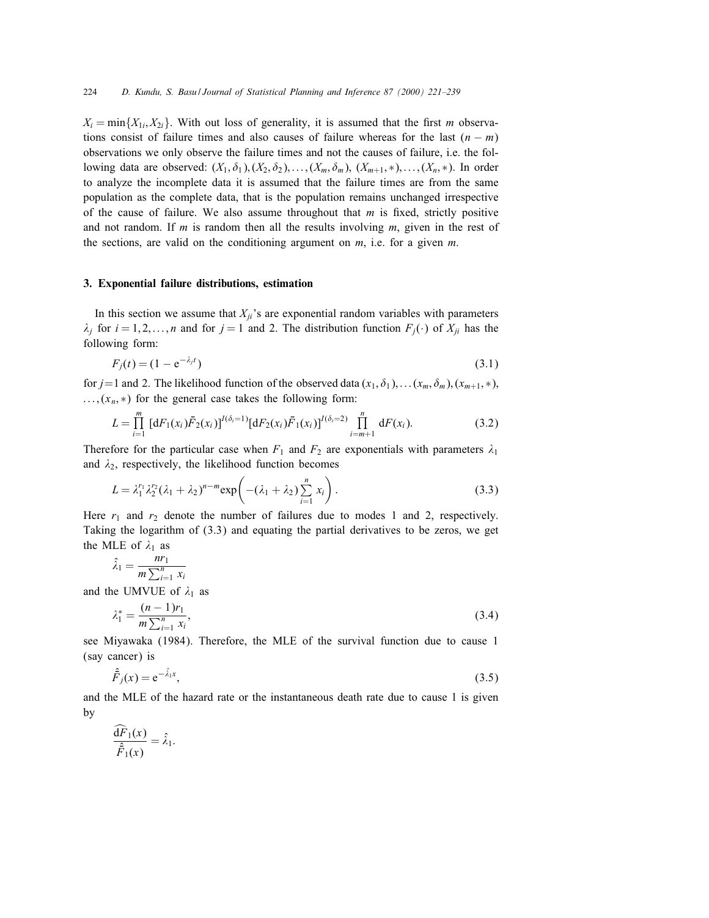$X_i = \min\{X_{1i}, X_{2i}\}$. With out loss of generality, it is assumed that the first $m$ observations consist of failure times and also causes of failure whereas for the last $(n-m)$ observations we only observe the failure times and not the causes of failure, i.e. the following data are observed: $(X_1, \delta_1), (X_2, \delta_2), \ldots, (X_m, \delta_m)$, $(X_{m+1}, *), \ldots, (X_n, *)$. In order to analyze the incomplete data it is assumed that the failure times are from the same population as the complete data, that is the population remains unchanged irrespective of the cause of failure. We also assume throughout that $m$ is fixed, strictly positive and not random. If $m$ is random then all the results involving $m$, given in the rest of the sections, are valid on the conditioning argument on $m$, i.e. for a given $m$.

## 3. Exponential failure distributions, estimation

In this section we assume that $X_{ji}$'s are exponential random variables with parameters $\lambda_j$ for $i = 1, 2, \ldots, n$ and for $j = 1$ and 2. The distribution function $F_j(\cdot)$ of $X_{ji}$ has the following form:

$$F_j(t) = (1 - e^{-\lambda_j t}) \tag{3.1}$$

for $j=1$ and 2. The likelihood function of the observed data $(x_1, \delta_1), \ldots (x_m, \delta_m), (x_{m+1}, *), \ldots, (x_n, *)$ for the general case takes the following form:

$$L = \prod_{i=1}^{m} [\mathrm{d}F_1(x_i)\bar{F}_2(x_i)]^{I(\delta_i=1)}[\mathrm{d}F_2(x_i)\bar{F}_1(x_i)]^{I(\delta_i=2)} \prod_{i=m+1}^{n} \mathrm{d}F(x_i). \tag{3.2}$$

Therefore for the particular case when $F_1$ and $F_2$ are exponentials with parameters $\lambda_1$ and $\lambda_2$, respectively, the likelihood function becomes

$$L = \lambda_1^{r_1}\lambda_2^{r_2}(\lambda_1 + \lambda_2)^{n-m}\exp\left(-(\lambda_1 + \lambda_2)\sum_{i=1}^{n} x_i\right). \tag{3.3}$$

Here $r_1$ and $r_2$ denote the number of failures due to modes 1 and 2, respectively. Taking the logarithm of (3.3) and equating the partial derivatives to be zeros, we get the MLE of $\lambda_1$ as

$$\hat{\lambda}_1 = \frac{nr_1}{m\sum_{i=1}^{n} x_i}$$

and the UMVUE of $\lambda_1$ as

$$\lambda_1^* = \frac{(n-1)r_1}{m\sum_{i=1}^{n} x_i}, \tag{3.4}$$

see Miyawaka (1984). Therefore, the MLE of the survival function due to cause 1 (say cancer) is

$$\hat{\bar{F}}_j(x) = e^{-\hat{\lambda}_1 x}, \tag{3.5}$$

and the MLE of the hazard rate or the instantaneous death rate due to cause 1 is given by

$$\frac{\widehat{\mathrm{d}F_1(x)}}{\hat{\bar{F}}_1(x)} = \hat{\lambda}_1.$$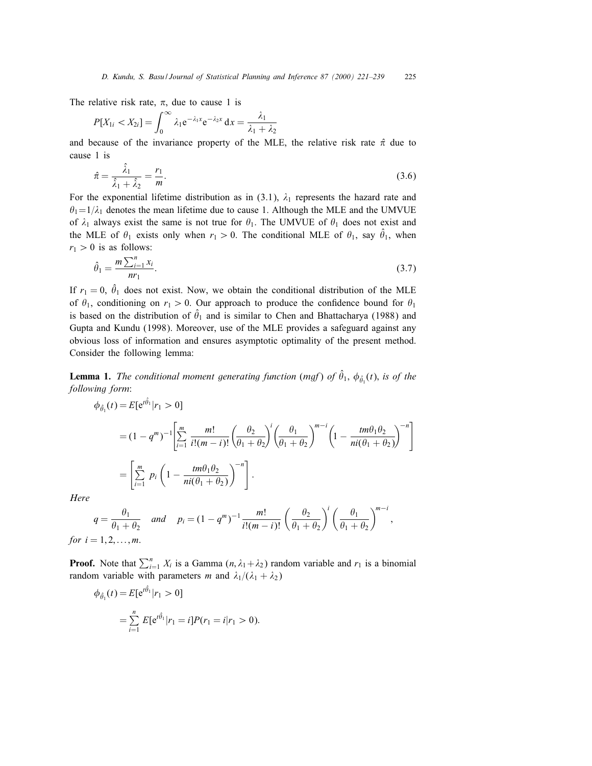The relative risk rate, $\pi$, due to cause 1 is

$$P[X_{1i} < X_{2i}] = \int_0^\infty \lambda_1 \mathrm{e}^{-\lambda_1 x} \mathrm{e}^{-\lambda_2 x}\, \mathrm{d}x = \frac{\lambda_1}{\lambda_1 + \lambda_2}$$

and because of the invariance property of the MLE, the relative risk rate $\hat{\pi}$ due to cause 1 is

$$\hat{\pi} = \frac{\hat{\lambda}_1}{\hat{\lambda}_1 + \hat{\lambda}_2} = \frac{r_1}{m}. \tag{3.6}$$

For the exponential lifetime distribution as in (3.1), $\lambda_1$ represents the hazard rate and $\theta_1 = 1/\lambda_1$ denotes the mean lifetime due to cause 1. Although the MLE and the UMVUE of $\lambda_1$ always exist the same is not true for $\theta_1$. The UMVUE of $\theta_1$ does not exist and the MLE of $\theta_1$ exists only when $r_1 > 0$. The conditional MLE of $\theta_1$, say $\hat{\theta}_1$, when $r_1 > 0$ is as follows:

$$\hat{\theta}_1 = \frac{m \sum_{i=1}^n x_i}{n r_1}. \tag{3.7}$$

If $r_1 = 0$, $\hat{\theta}_1$ does not exist. Now, we obtain the conditional distribution of the MLE of $\theta_1$, conditioning on $r_1 > 0$. Our approach to produce the confidence bound for $\theta_1$ is based on the distribution of $\hat{\theta}_1$ and is similar to Chen and Bhattacharya (1988) and Gupta and Kundu (1998). Moreover, use of the MLE provides a safeguard against any obvious loss of information and ensures asymptotic optimality of the present method. Consider the following lemma:

**Lemma 1.** *The conditional moment generating function (mgf) of $\hat{\theta}_1$, $\phi_{\hat{\theta}_1}(t)$, is of the following form*:

$$\begin{aligned}
\phi_{\hat{\theta}_1}(t) &= E[\mathrm{e}^{t\hat{\theta}_1} | r_1 > 0] \\
&= (1 - q^m)^{-1} \left[ \sum_{i=1}^m \frac{m!}{i!(m-i)!} \left( \frac{\theta_2}{\theta_1 + \theta_2} \right)^i \left( \frac{\theta_1}{\theta_1 + \theta_2} \right)^{m-i} \left( 1 - \frac{t m \theta_1 \theta_2}{n i (\theta_1 + \theta_2)} \right)^{-n} \right] \\
&= \left[ \sum_{i=1}^m p_i \left( 1 - \frac{t m \theta_1 \theta_2}{n i (\theta_1 + \theta_2)} \right)^{-n} \right].
\end{aligned}$$

*Here*

$$q = \frac{\theta_1}{\theta_1 + \theta_2} \quad \textit{and} \quad p_i = (1 - q^m)^{-1} \frac{m!}{i!(m-i)!} \left( \frac{\theta_2}{\theta_1 + \theta_2} \right)^i \left( \frac{\theta_1}{\theta_1 + \theta_2} \right)^{m-i},$$

*for* $i = 1, 2, \ldots, m$.

**Proof.** Note that $\sum_{i=1}^n X_i$ is a Gamma $(n, \lambda_1 + \lambda_2)$ random variable and $r_1$ is a binomial random variable with parameters $m$ and $\lambda_1/(\lambda_1 + \lambda_2)$

$$\begin{aligned}
\phi_{\hat{\theta}_1}(t) &= E[\mathrm{e}^{t\hat{\theta}_1} | r_1 > 0] \\
&= \sum_{i=1}^n E[\mathrm{e}^{t\hat{\theta}_1} | r_1 = i] P(r_1 = i | r_1 > 0).
\end{aligned}$$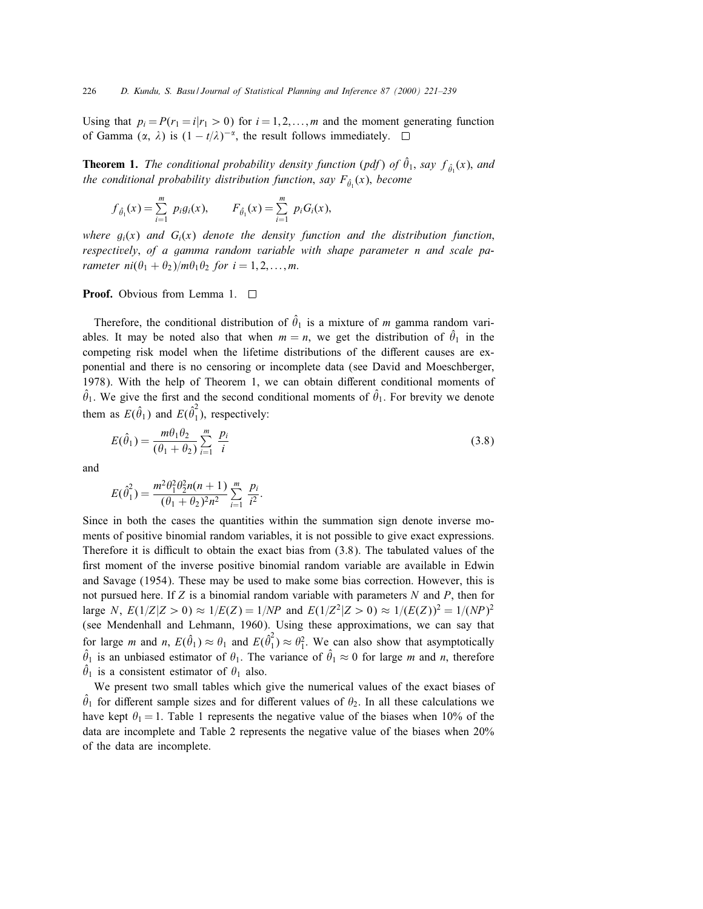Using that $p_i = P(r_1 = i | r_1 > 0)$ for $i = 1, 2, \ldots, m$ and the moment generating function of Gamma ($\alpha$, $\lambda$) is $(1 - t/\lambda)^{-\alpha}$, the result follows immediately. □

**Theorem 1.** *The conditional probability density function (pdf) of $\hat{\theta}_1$, say $f_{\hat{\theta}_1}(x)$, and the conditional probability distribution function, say $F_{\hat{\theta}_1}(x)$, become*

$$f_{\hat{\theta}_1}(x) = \sum_{i=1}^{m} p_i g_i(x), \qquad F_{\hat{\theta}_1}(x) = \sum_{i=1}^{m} p_i G_i(x),$$

*where $g_i(x)$ and $G_i(x)$ denote the density function and the distribution function, respectively, of a gamma random variable with shape parameter $n$ and scale parameter $ni(\theta_1 + \theta_2)/m\theta_1\theta_2$ for $i = 1, 2, \ldots, m$.*

**Proof.** Obvious from Lemma 1. □

Therefore, the conditional distribution of $\hat{\theta}_1$ is a mixture of $m$ gamma random variables. It may be noted also that when $m = n$, we get the distribution of $\hat{\theta}_1$ in the competing risk model when the lifetime distributions of the different causes are exponential and there is no censoring or incomplete data (see David and Moeschberger, 1978). With the help of Theorem 1, we can obtain different conditional moments of $\hat{\theta}_1$. We give the first and the second conditional moments of $\hat{\theta}_1$. For brevity we denote them as $E(\hat{\theta}_1)$ and $E(\hat{\theta}_1^2)$, respectively:

$$E(\hat{\theta}_1) = \frac{m\theta_1\theta_2}{(\theta_1 + \theta_2)} \sum_{i=1}^{m} \frac{p_i}{i} \tag{3.8}$$

and

$$E(\hat{\theta}_1^2) = \frac{m^2\theta_1^2\theta_2^2 n(n+1)}{(\theta_1 + \theta_2)^2 n^2} \sum_{i=1}^{m} \frac{p_i}{i^2}.$$

Since in both the cases the quantities within the summation sign denote inverse moments of positive binomial random variables, it is not possible to give exact expressions. Therefore it is difficult to obtain the exact bias from (3.8). The tabulated values of the first moment of the inverse positive binomial random variable are available in Edwin and Savage (1954). These may be used to make some bias correction. However, this is not pursued here. If $Z$ is a binomial random variable with parameters $N$ and $P$, then for large $N$, $E(1/Z | Z > 0) \approx 1/E(Z) = 1/NP$ and $E(1/Z^2 | Z > 0) \approx 1/(E(Z))^2 = 1/(NP)^2$ (see Mendenhall and Lehmann, 1960). Using these approximations, we can say that for large $m$ and $n$, $E(\hat{\theta}_1) \approx \theta_1$ and $E(\hat{\theta}_1^2) \approx \theta_1^2$. We can also show that asymptotically $\hat{\theta}_1$ is an unbiased estimator of $\theta_1$. The variance of $\hat{\theta}_1 \approx 0$ for large $m$ and $n$, therefore $\hat{\theta}_1$ is a consistent estimator of $\theta_1$ also.

We present two small tables which give the numerical values of the exact biases of $\hat{\theta}_1$ for different sample sizes and for different values of $\theta_2$. In all these calculations we have kept $\theta_1 = 1$. Table 1 represents the negative value of the biases when 10% of the data are incomplete and Table 2 represents the negative value of the biases when 20% of the data are incomplete.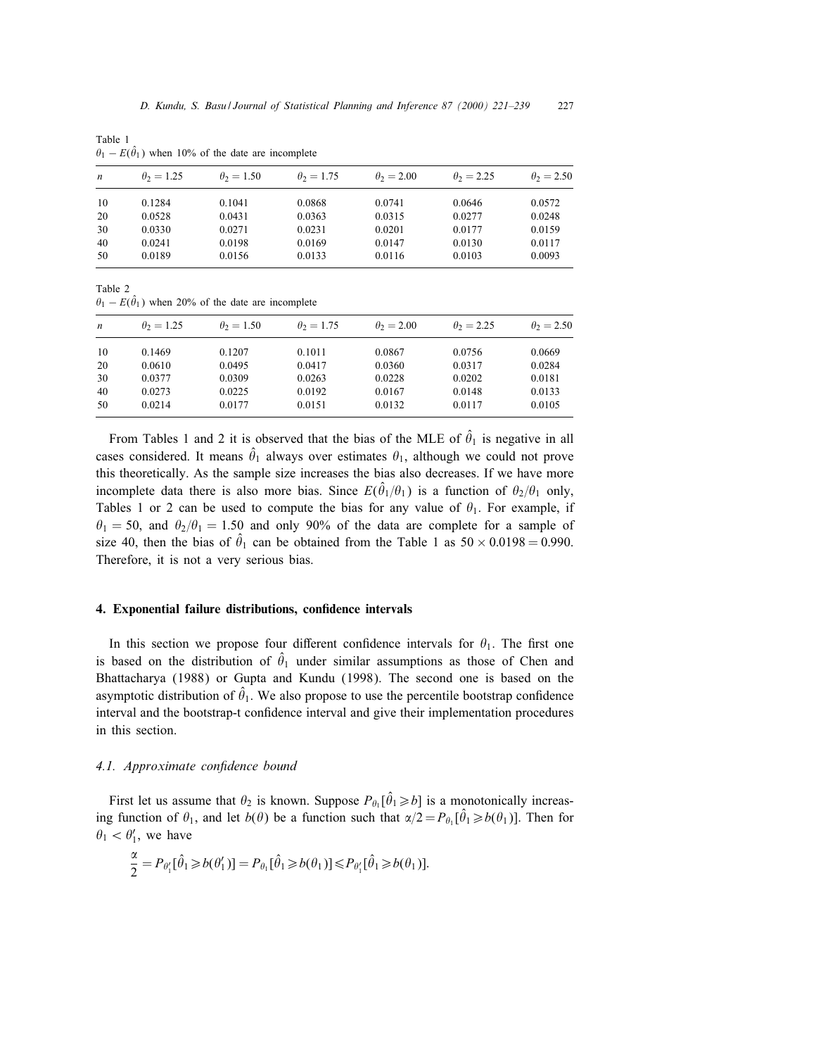Table 1
$\theta_1 - E(\hat{\theta}_1)$ when 10% of the date are incomplete

| $n$ | $\theta_2 = 1.25$ | $\theta_2 = 1.50$ | $\theta_2 = 1.75$ | $\theta_2 = 2.00$ | $\theta_2 = 2.25$ | $\theta_2 = 2.50$ |
|---|---|---|---|---|---|---|
| 10 | 0.1284 | 0.1041 | 0.0868 | 0.0741 | 0.0646 | 0.0572 |
| 20 | 0.0528 | 0.0431 | 0.0363 | 0.0315 | 0.0277 | 0.0248 |
| 30 | 0.0330 | 0.0271 | 0.0231 | 0.0201 | 0.0177 | 0.0159 |
| 40 | 0.0241 | 0.0198 | 0.0169 | 0.0147 | 0.0130 | 0.0117 |
| 50 | 0.0189 | 0.0156 | 0.0133 | 0.0116 | 0.0103 | 0.0093 |

Table 2
$\theta_1 - E(\hat{\theta}_1)$ when 20% of the date are incomplete

| $n$ | $\theta_2 = 1.25$ | $\theta_2 = 1.50$ | $\theta_2 = 1.75$ | $\theta_2 = 2.00$ | $\theta_2 = 2.25$ | $\theta_2 = 2.50$ |
|---|---|---|---|---|---|---|
| 10 | 0.1469 | 0.1207 | 0.1011 | 0.0867 | 0.0756 | 0.0669 |
| 20 | 0.0610 | 0.0495 | 0.0417 | 0.0360 | 0.0317 | 0.0284 |
| 30 | 0.0377 | 0.0309 | 0.0263 | 0.0228 | 0.0202 | 0.0181 |
| 40 | 0.0273 | 0.0225 | 0.0192 | 0.0167 | 0.0148 | 0.0133 |
| 50 | 0.0214 | 0.0177 | 0.0151 | 0.0132 | 0.0117 | 0.0105 |

From Tables 1 and 2 it is observed that the bias of the MLE of $\hat{\theta}_1$ is negative in all cases considered. It means $\hat{\theta}_1$ always over estimates $\theta_1$, although we could not prove this theoretically. As the sample size increases the bias also decreases. If we have more incomplete data there is also more bias. Since $E(\hat{\theta}_1/\theta_1)$ is a function of $\theta_2/\theta_1$ only, Tables 1 or 2 can be used to compute the bias for any value of $\theta_1$. For example, if $\theta_1 = 50$, and $\theta_2/\theta_1 = 1.50$ and only 90% of the data are complete for a sample of size 40, then the bias of $\hat{\theta}_1$ can be obtained from the Table 1 as $50 \times 0.0198 = 0.990$. Therefore, it is not a very serious bias.

## 4. Exponential failure distributions, confidence intervals

In this section we propose four different confidence intervals for $\theta_1$. The first one is based on the distribution of $\hat{\theta}_1$ under similar assumptions as those of Chen and Bhattacharya (1988) or Gupta and Kundu (1998). The second one is based on the asymptotic distribution of $\hat{\theta}_1$. We also propose to use the percentile bootstrap confidence interval and the bootstrap-t confidence interval and give their implementation procedures in this section.

### 4.1. Approximate confidence bound

First let us assume that $\theta_2$ is known. Suppose $P_{\theta_1}[\hat{\theta}_1 \geqslant b]$ is a monotonically increasing function of $\theta_1$, and let $b(\theta)$ be a function such that $\alpha/2 = P_{\theta_1}[\hat{\theta}_1 \geqslant b(\theta_1)]$. Then for $\theta_1 < \theta_1'$, we have

$$\frac{\alpha}{2} = P_{\theta_1'}[\hat{\theta}_1 \geqslant b(\theta_1')] = P_{\theta_1}[\hat{\theta}_1 \geqslant b(\theta_1)] \leqslant P_{\theta_1'}[\hat{\theta}_1 \geqslant b(\theta_1)].$$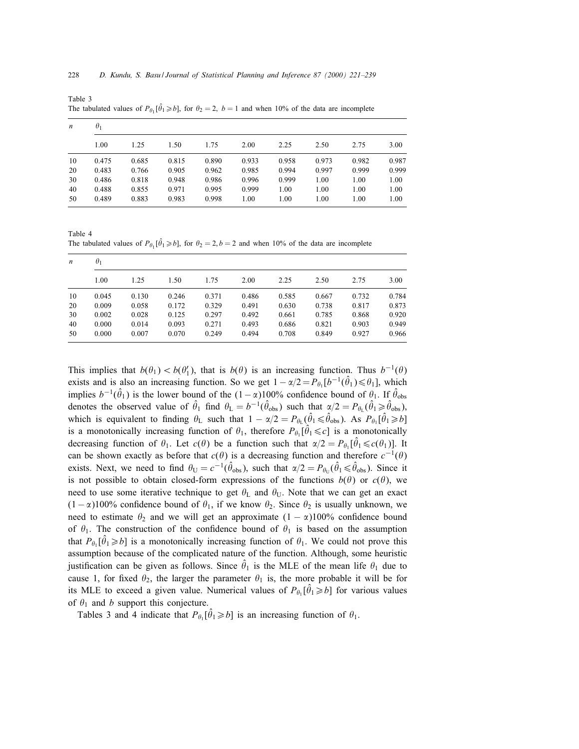Table 3
The tabulated values of $P_{\theta_1}[\hat{\theta}_1 \geqslant b]$, for $\theta_2 = 2$, $b = 1$ and when 10% of the data are incomplete

| $n$ | $\theta_1$ | | | | | | | | |
|---|---|---|---|---|---|---|---|---|---|
| | 1.00 | 1.25 | 1.50 | 1.75 | 2.00 | 2.25 | 2.50 | 2.75 | 3.00 |
| 10 | 0.475 | 0.685 | 0.815 | 0.890 | 0.933 | 0.958 | 0.973 | 0.982 | 0.987 |
| 20 | 0.483 | 0.766 | 0.905 | 0.962 | 0.985 | 0.994 | 0.997 | 0.999 | 0.999 |
| 30 | 0.486 | 0.818 | 0.948 | 0.986 | 0.996 | 0.999 | 1.00 | 1.00 | 1.00 |
| 40 | 0.488 | 0.855 | 0.971 | 0.995 | 0.999 | 1.00 | 1.00 | 1.00 | 1.00 |
| 50 | 0.489 | 0.883 | 0.983 | 0.998 | 1.00 | 1.00 | 1.00 | 1.00 | 1.00 |

Table 4
The tabulated values of $P_{\theta_1}[\hat{\theta}_1 \geqslant b]$, for $\theta_2 = 2, b = 2$ and when 10% of the data are incomplete

| $n$ | $\theta_1$ | | | | | | | | |
|---|---|---|---|---|---|---|---|---|---|
| | 1.00 | 1.25 | 1.50 | 1.75 | 2.00 | 2.25 | 2.50 | 2.75 | 3.00 |
| 10 | 0.045 | 0.130 | 0.246 | 0.371 | 0.486 | 0.585 | 0.667 | 0.732 | 0.784 |
| 20 | 0.009 | 0.058 | 0.172 | 0.329 | 0.491 | 0.630 | 0.738 | 0.817 | 0.873 |
| 30 | 0.002 | 0.028 | 0.125 | 0.297 | 0.492 | 0.661 | 0.785 | 0.868 | 0.920 |
| 40 | 0.000 | 0.014 | 0.093 | 0.271 | 0.493 | 0.686 | 0.821 | 0.903 | 0.949 |
| 50 | 0.000 | 0.007 | 0.070 | 0.249 | 0.494 | 0.708 | 0.849 | 0.927 | 0.966 |

This implies that $b(\theta_1) < b(\theta_1')$, that is $b(\theta)$ is an increasing function. Thus $b^{-1}(\theta)$ exists and is also an increasing function. So we get $1 - \alpha/2 = P_{\theta_1}[b^{-1}(\hat{\theta}_1) \leqslant \theta_1]$, which implies $b^{-1}(\hat{\theta}_1)$ is the lower bound of the $(1-\alpha)100\%$ confidence bound of $\theta_1$. If $\hat{\theta}_{\text{obs}}$ denotes the observed value of $\hat{\theta}_1$ find $\theta_{\text{L}} = b^{-1}(\hat{\theta}_{\text{obs}})$ such that $\alpha/2 = P_{\theta_{\text{L}}}(\hat{\theta}_1 \geqslant \hat{\theta}_{\text{obs}})$, which is equivalent to finding $\theta_{\text{L}}$ such that $1 - \alpha/2 = P_{\theta_{\text{L}}}(\hat{\theta}_1 \leqslant \hat{\theta}_{\text{obs}})$. As $P_{\theta_1}[\hat{\theta}_1 \geqslant b]$ is a monotonically increasing function of $\theta_1$, therefore $P_{\theta_1}[\hat{\theta}_1 \leqslant c]$ is a monotonically decreasing function of $\theta_1$. Let $c(\theta)$ be a function such that $\alpha/2 = P_{\theta_1}[\hat{\theta}_1 \leqslant c(\theta_1)]$. It can be shown exactly as before that $c(\theta)$ is a decreasing function and therefore $c^{-1}(\theta)$ exists. Next, we need to find $\theta_{\text{U}} = c^{-1}(\hat{\theta}_{\text{obs}})$, such that $\alpha/2 = P_{\theta_{\text{U}}}(\hat{\theta}_1 \leqslant \hat{\theta}_{\text{obs}})$. Since it is not possible to obtain closed-form expressions of the functions $b(\theta)$ or $c(\theta)$, we need to use some iterative technique to get $\theta_{\text{L}}$ and $\theta_{\text{U}}$. Note that we can get an exact $(1-\alpha)100\%$ confidence bound of $\theta_1$, if we know $\theta_2$. Since $\theta_2$ is usually unknown, we need to estimate $\theta_2$ and we will get an approximate $(1-\alpha)100\%$ confidence bound of $\theta_1$. The construction of the confidence bound of $\theta_1$ is based on the assumption that $P_{\theta_1}[\hat{\theta}_1 \geqslant b]$ is a monotonically increasing function of $\theta_1$. We could not prove this assumption because of the complicated nature of the function. Although, some heuristic justification can be given as follows. Since $\hat{\theta}_1$ is the MLE of the mean life $\theta_1$ due to cause 1, for fixed $\theta_2$, the larger the parameter $\theta_1$ is, the more probable it will be for its MLE to exceed a given value. Numerical values of $P_{\theta_1}[\hat{\theta}_1 \geqslant b]$ for various values of $\theta_1$ and $b$ support this conjecture.

Tables 3 and 4 indicate that $P_{\theta_1}[\hat{\theta}_1 \geqslant b]$ is an increasing function of $\theta_1$.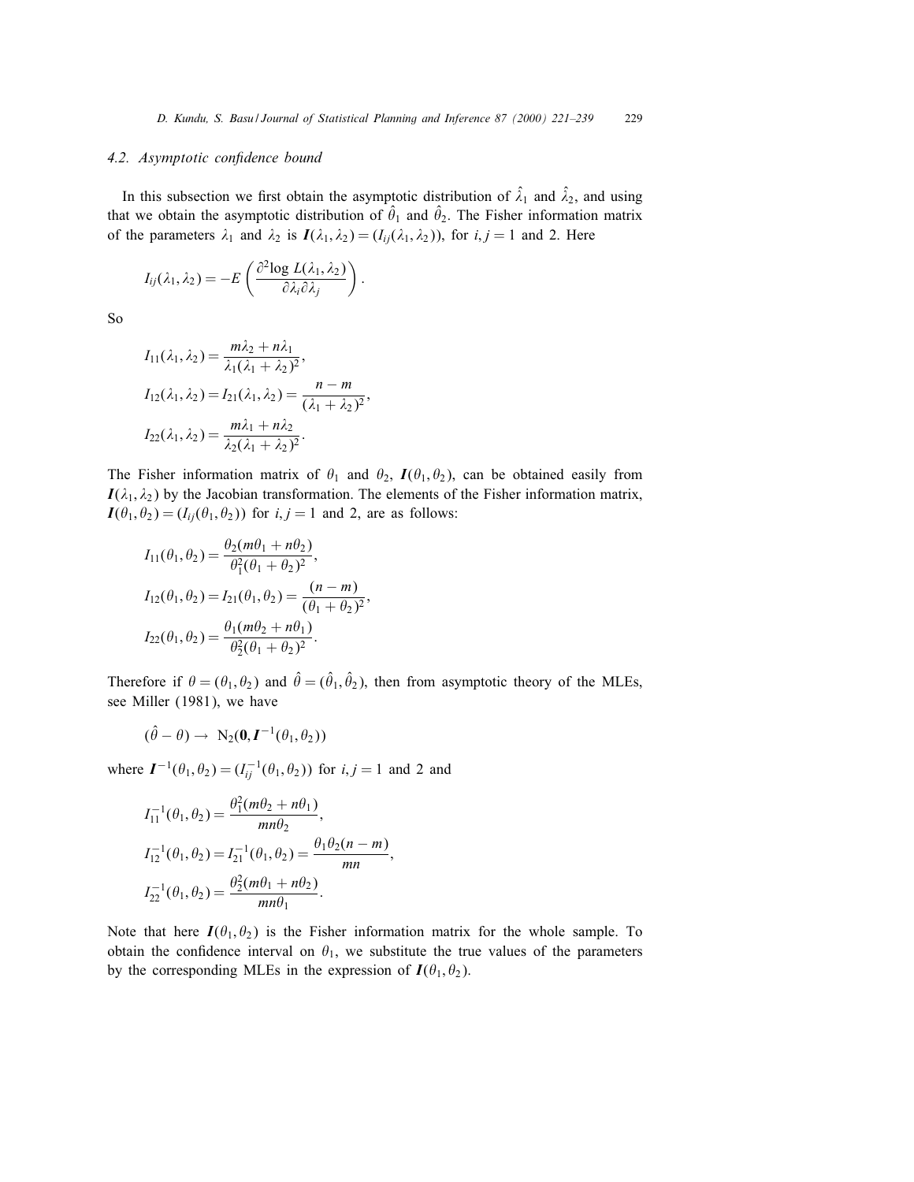### 4.2. Asymptotic confidence bound

In this subsection we first obtain the asymptotic distribution of $\hat{\lambda}_1$ and $\hat{\lambda}_2$, and using that we obtain the asymptotic distribution of $\hat{\theta}_1$ and $\hat{\theta}_2$. The Fisher information matrix of the parameters $\lambda_1$ and $\lambda_2$ is $\boldsymbol{I}(\lambda_1, \lambda_2) = (I_{ij}(\lambda_1, \lambda_2))$, for $i, j = 1$ and 2. Here

$$I_{ij}(\lambda_1, \lambda_2) = -E\left(\frac{\partial^2 \log L(\lambda_1, \lambda_2)}{\partial \lambda_i \partial \lambda_j}\right).$$

So

$$I_{11}(\lambda_1, \lambda_2) = \frac{m\lambda_2 + n\lambda_1}{\lambda_1(\lambda_1 + \lambda_2)^2},$$

$$I_{12}(\lambda_1, \lambda_2) = I_{21}(\lambda_1, \lambda_2) = \frac{n - m}{(\lambda_1 + \lambda_2)^2},$$

$$I_{22}(\lambda_1, \lambda_2) = \frac{m\lambda_1 + n\lambda_2}{\lambda_2(\lambda_1 + \lambda_2)^2}.$$

The Fisher information matrix of $\theta_1$ and $\theta_2$, $\boldsymbol{I}(\theta_1, \theta_2)$, can be obtained easily from $\boldsymbol{I}(\lambda_1, \lambda_2)$ by the Jacobian transformation. The elements of the Fisher information matrix, $\boldsymbol{I}(\theta_1, \theta_2) = (I_{ij}(\theta_1, \theta_2))$ for $i, j = 1$ and 2, are as follows:

$$I_{11}(\theta_1, \theta_2) = \frac{\theta_2(m\theta_1 + n\theta_2)}{\theta_1^2(\theta_1 + \theta_2)^2},$$

$$I_{12}(\theta_1, \theta_2) = I_{21}(\theta_1, \theta_2) = \frac{(n - m)}{(\theta_1 + \theta_2)^2},$$

$$I_{22}(\theta_1, \theta_2) = \frac{\theta_1(m\theta_2 + n\theta_1)}{\theta_2^2(\theta_1 + \theta_2)^2}.$$

Therefore if $\theta = (\theta_1, \theta_2)$ and $\hat{\theta} = (\hat{\theta}_1, \hat{\theta}_2)$, then from asymptotic theory of the MLEs, see Miller (1981), we have

$$(\hat{\theta} - \theta) \rightarrow \mathrm{N}_2(\boldsymbol{0}, \boldsymbol{I}^{-1}(\theta_1, \theta_2))$$

where $\boldsymbol{I}^{-1}(\theta_1, \theta_2) = (I_{ij}^{-1}(\theta_1, \theta_2))$ for $i, j = 1$ and 2 and

$$I_{11}^{-1}(\theta_1, \theta_2) = \frac{\theta_1^2(m\theta_2 + n\theta_1)}{mn\theta_2},$$

$$I_{12}^{-1}(\theta_1, \theta_2) = I_{21}^{-1}(\theta_1, \theta_2) = \frac{\theta_1\theta_2(n - m)}{mn},$$

$$I_{22}^{-1}(\theta_1, \theta_2) = \frac{\theta_2^2(m\theta_1 + n\theta_2)}{mn\theta_1}.$$

Note that here $\boldsymbol{I}(\theta_1, \theta_2)$ is the Fisher information matrix for the whole sample. To obtain the confidence interval on $\theta_1$, we substitute the true values of the parameters by the corresponding MLEs in the expression of $\boldsymbol{I}(\theta_1, \theta_2)$.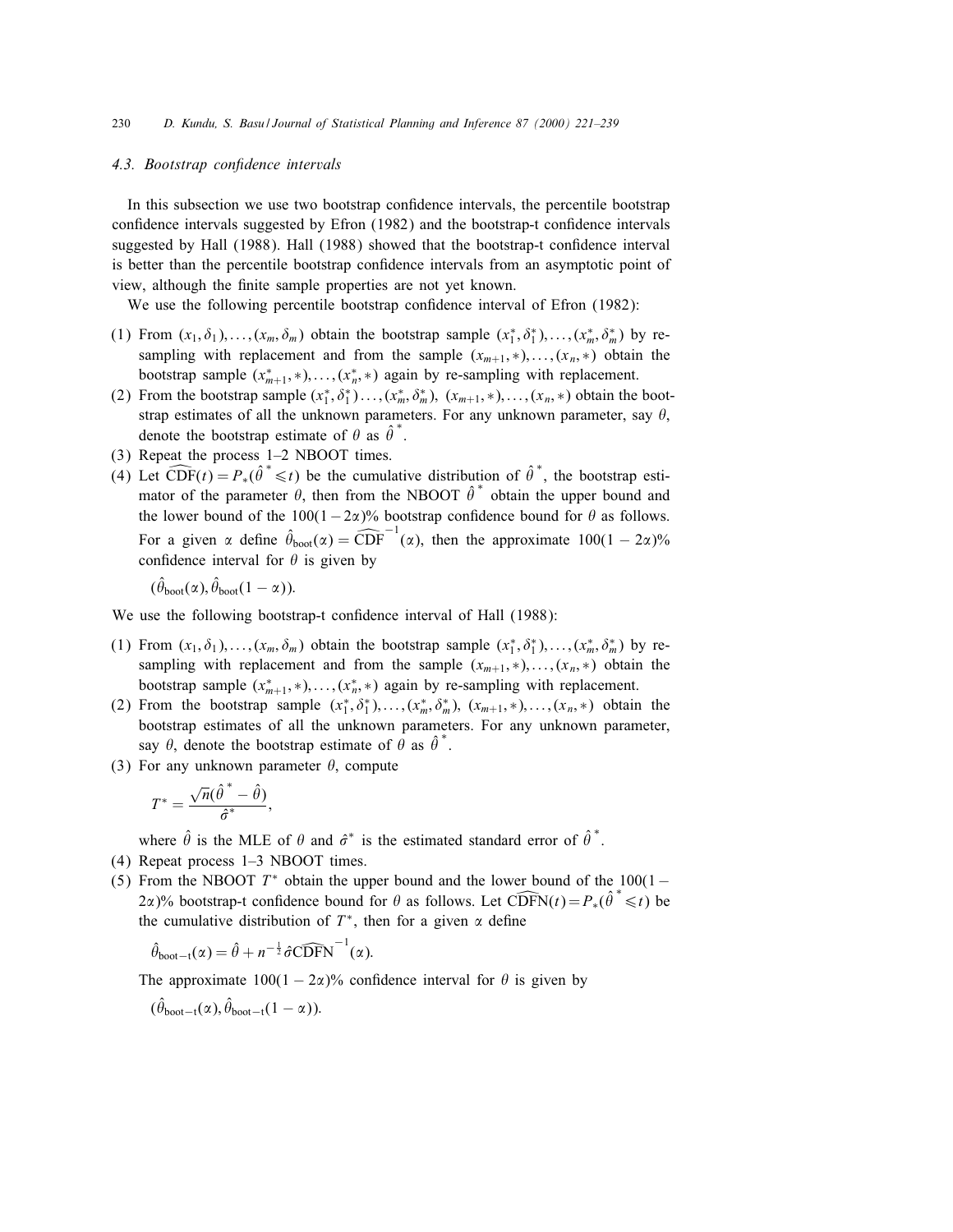### 4.3. Bootstrap confidence intervals

In this subsection we use two bootstrap confidence intervals, the percentile bootstrap confidence intervals suggested by Efron (1982) and the bootstrap-t confidence intervals suggested by Hall (1988). Hall (1988) showed that the bootstrap-t confidence interval is better than the percentile bootstrap confidence intervals from an asymptotic point of view, although the finite sample properties are not yet known.

We use the following percentile bootstrap confidence interval of Efron (1982):

(1) From $(x_1, \delta_1), \ldots, (x_m, \delta_m)$ obtain the bootstrap sample $(x_1^*, \delta_1^*), \ldots, (x_m^*, \delta_m^*)$ by re-sampling with replacement and from the sample $(x_{m+1}, *), \ldots, (x_n, *)$ obtain the bootstrap sample $(x_{m+1}^*, *), \ldots, (x_n^*, *)$ again by re-sampling with replacement.

(2) From the bootstrap sample $(x_1^*, \delta_1^*) \ldots, (x_m^*, \delta_m^*)$, $(x_{m+1}, *), \ldots, (x_n, *)$ obtain the bootstrap estimates of all the unknown parameters. For any unknown parameter, say $\theta$, denote the bootstrap estimate of $\theta$ as $\hat{\theta}^*$.

(3) Repeat the process 1–2 NBOOT times.

(4) Let $\widehat{\mathrm{CDF}}(t) = P_*(\hat{\theta}^* \leqslant t)$ be the cumulative distribution of $\hat{\theta}^*$, the bootstrap estimator of the parameter $\theta$, then from the NBOOT $\hat{\theta}^*$ obtain the upper bound and the lower bound of the $100(1-2\alpha)\%$ bootstrap confidence bound for $\theta$ as follows. For a given $\alpha$ define $\hat{\theta}_{\mathrm{boot}}(\alpha) = \widehat{\mathrm{CDF}}^{-1}(\alpha)$, then the approximate $100(1-2\alpha)\%$ confidence interval for $\theta$ is given by

$$(\hat{\theta}_{\mathrm{boot}}(\alpha), \hat{\theta}_{\mathrm{boot}}(1-\alpha)).$$

We use the following bootstrap-t confidence interval of Hall (1988):

(1) From $(x_1, \delta_1), \ldots, (x_m, \delta_m)$ obtain the bootstrap sample $(x_1^*, \delta_1^*), \ldots, (x_m^*, \delta_m^*)$ by re-sampling with replacement and from the sample $(x_{m+1}, *), \ldots, (x_n, *)$ obtain the bootstrap sample $(x_{m+1}^*, *), \ldots, (x_n^*, *)$ again by re-sampling with replacement.

(2) From the bootstrap sample $(x_1^*, \delta_1^*), \ldots, (x_m^*, \delta_m^*)$, $(x_{m+1}, *), \ldots, (x_n, *)$ obtain the bootstrap estimates of all the unknown parameters. For any unknown parameter, say $\theta$, denote the bootstrap estimate of $\theta$ as $\hat{\theta}^*$.

(3) For any unknown parameter $\theta$, compute

$$T^* = \frac{\sqrt{n}(\hat{\theta}^* - \hat{\theta})}{\hat{\sigma}^*},$$

where $\hat{\theta}$ is the MLE of $\theta$ and $\hat{\sigma}^*$ is the estimated standard error of $\hat{\theta}^*$.

(4) Repeat process 1–3 NBOOT times.

(5) From the NBOOT $T^*$ obtain the upper bound and the lower bound of the $100(1-2\alpha)\%$ bootstrap-t confidence bound for $\theta$ as follows. Let $\widehat{\mathrm{CDFN}}(t) = P_*(\hat{\theta}^* \leqslant t)$ be the cumulative distribution of $T^*$, then for a given $\alpha$ define

$$\hat{\theta}_{\mathrm{boot-t}}(\alpha) = \hat{\theta} + n^{-\frac{1}{2}}\hat{\sigma}\widehat{\mathrm{CDFN}}^{-1}(\alpha).$$

The approximate $100(1-2\alpha)\%$ confidence interval for $\theta$ is given by

$$(\hat{\theta}_{\mathrm{boot-t}}(\alpha), \hat{\theta}_{\mathrm{boot-t}}(1-\alpha)).$$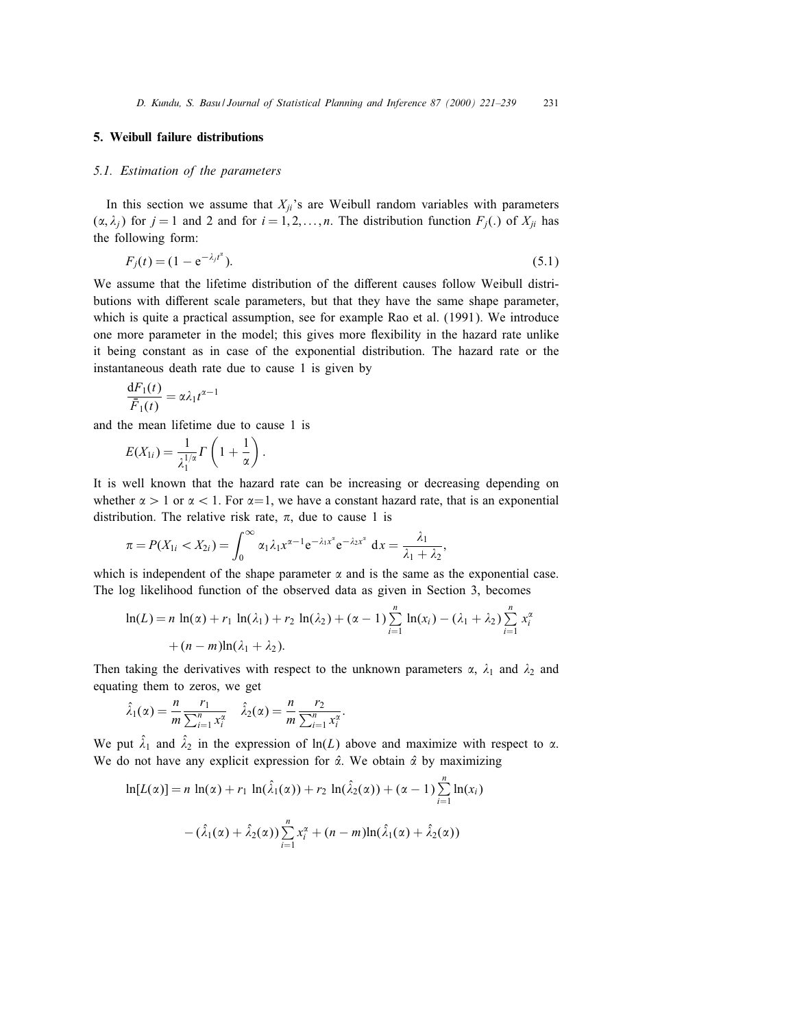## 5. Weibull failure distributions

### *5.1. Estimation of the parameters*

In this section we assume that $X_{ji}$'s are Weibull random variables with parameters $(\alpha, \lambda_j)$ for $j = 1$ and 2 and for $i = 1, 2, \ldots, n$. The distribution function $F_j(.)$ of $X_{ji}$ has the following form:

$$F_j(t) = (1 - \mathrm{e}^{-\lambda_j t^{\alpha}}). \tag{5.1}$$

We assume that the lifetime distribution of the different causes follow Weibull distributions with different scale parameters, but that they have the same shape parameter, which is quite a practical assumption, see for example Rao et al. (1991). We introduce one more parameter in the model; this gives more flexibility in the hazard rate unlike it being constant as in case of the exponential distribution. The hazard rate or the instantaneous death rate due to cause 1 is given by

$$\frac{\mathrm{d}F_1(t)}{\bar{F}_1(t)} = \alpha \lambda_1 t^{\alpha - 1}$$

and the mean lifetime due to cause 1 is

$$E(X_{1i}) = \frac{1}{\lambda_1^{1/\alpha}} \Gamma\left(1 + \frac{1}{\alpha}\right).$$

It is well known that the hazard rate can be increasing or decreasing depending on whether $\alpha > 1$ or $\alpha < 1$. For $\alpha = 1$, we have a constant hazard rate, that is an exponential distribution. The relative risk rate, $\pi$, due to cause 1 is

$$\pi = P(X_{1i} < X_{2i}) = \int_0^{\infty} \alpha_1 \lambda_1 x^{\alpha - 1} \mathrm{e}^{-\lambda_1 x^{\alpha}} \mathrm{e}^{-\lambda_2 x^{\alpha}} \, \mathrm{d}x = \frac{\lambda_1}{\lambda_1 + \lambda_2},$$

which is independent of the shape parameter $\alpha$ and is the same as the exponential case. The log likelihood function of the observed data as given in Section 3, becomes

$$\ln(L) = n \ln(\alpha) + r_1 \ln(\lambda_1) + r_2 \ln(\lambda_2) + (\alpha - 1) \sum_{i=1}^{n} \ln(x_i) - (\lambda_1 + \lambda_2) \sum_{i=1}^{n} x_i^{\alpha} + (n - m) \ln(\lambda_1 + \lambda_2).$$

Then taking the derivatives with respect to the unknown parameters $\alpha$, $\lambda_1$ and $\lambda_2$ and equating them to zeros, we get

$$\hat{\lambda}_1(\alpha) = \frac{n}{m} \frac{r_1}{\sum_{i=1}^{n} x_i^{\alpha}} \quad \hat{\lambda}_2(\alpha) = \frac{n}{m} \frac{r_2}{\sum_{i=1}^{n} x_i^{\alpha}}.$$

We put $\hat{\lambda}_1$ and $\hat{\lambda}_2$ in the expression of $\ln(L)$ above and maximize with respect to $\alpha$. We do not have any explicit expression for $\hat{\alpha}$. We obtain $\hat{\alpha}$ by maximizing

$$\ln[L(\alpha)] = n \ln(\alpha) + r_1 \ln(\hat{\lambda}_1(\alpha)) + r_2 \ln(\hat{\lambda}_2(\alpha)) + (\alpha - 1) \sum_{i=1}^{n} \ln(x_i) - (\hat{\lambda}_1(\alpha) + \hat{\lambda}_2(\alpha)) \sum_{i=1}^{n} x_i^{\alpha} + (n - m) \ln(\hat{\lambda}_1(\alpha) + \hat{\lambda}_2(\alpha))$$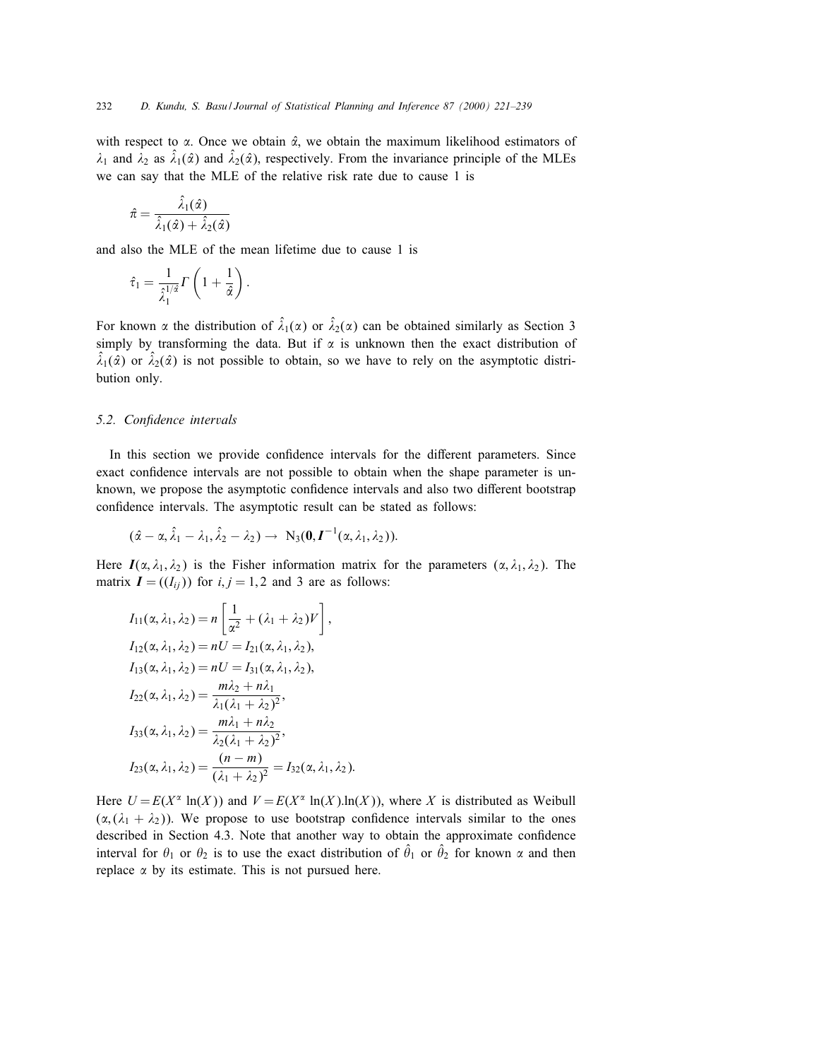with respect to $\alpha$. Once we obtain $\hat{\alpha}$, we obtain the maximum likelihood estimators of $\lambda_1$ and $\lambda_2$ as $\hat{\lambda}_1(\hat{\alpha})$ and $\hat{\lambda}_2(\hat{\alpha})$, respectively. From the invariance principle of the MLEs we can say that the MLE of the relative risk rate due to cause 1 is

$$\hat{\pi} = \frac{\hat{\lambda}_1(\hat{\alpha})}{\hat{\lambda}_1(\hat{\alpha}) + \hat{\lambda}_2(\hat{\alpha})}$$

and also the MLE of the mean lifetime due to cause 1 is

$$\hat{\tau}_1 = \frac{1}{\hat{\lambda}_1^{1/\hat{\alpha}}} \Gamma\left(1 + \frac{1}{\hat{\alpha}}\right).$$

For known $\alpha$ the distribution of $\hat{\lambda}_1(\alpha)$ or $\hat{\lambda}_2(\alpha)$ can be obtained similarly as Section 3 simply by transforming the data. But if $\alpha$ is unknown then the exact distribution of $\hat{\lambda}_1(\hat{\alpha})$ or $\hat{\lambda}_2(\hat{\alpha})$ is not possible to obtain, so we have to rely on the asymptotic distribution only.

### 5.2. Confidence intervals

In this section we provide confidence intervals for the different parameters. Since exact confidence intervals are not possible to obtain when the shape parameter is unknown, we propose the asymptotic confidence intervals and also two different bootstrap confidence intervals. The asymptotic result can be stated as follows:

$$(\hat{\alpha} - \alpha, \hat{\lambda}_1 - \lambda_1, \hat{\lambda}_2 - \lambda_2) \rightarrow \mathrm{N}_3(\mathbf{0}, \boldsymbol{I}^{-1}(\alpha, \lambda_1, \lambda_2)).$$

Here $\boldsymbol{I}(\alpha, \lambda_1, \lambda_2)$ is the Fisher information matrix for the parameters $(\alpha, \lambda_1, \lambda_2)$. The matrix $\boldsymbol{I} = ((I_{ij}))$ for $i, j = 1, 2$ and 3 are as follows:

$$I_{11}(\alpha, \lambda_1, \lambda_2) = n\left[\frac{1}{\alpha^2} + (\lambda_1 + \lambda_2)V\right],$$

$$I_{12}(\alpha, \lambda_1, \lambda_2) = nU = I_{21}(\alpha, \lambda_1, \lambda_2),$$

$$I_{13}(\alpha, \lambda_1, \lambda_2) = nU = I_{31}(\alpha, \lambda_1, \lambda_2),$$

$$I_{22}(\alpha, \lambda_1, \lambda_2) = \frac{m\lambda_2 + n\lambda_1}{\lambda_1(\lambda_1 + \lambda_2)^2},$$

$$I_{33}(\alpha, \lambda_1, \lambda_2) = \frac{m\lambda_1 + n\lambda_2}{\lambda_2(\lambda_1 + \lambda_2)^2},$$

$$I_{23}(\alpha, \lambda_1, \lambda_2) = \frac{(n - m)}{(\lambda_1 + \lambda_2)^2} = I_{32}(\alpha, \lambda_1, \lambda_2).$$

Here $U = E(X^\alpha \ln(X))$ and $V = E(X^\alpha \ln(X).\ln(X))$, where $X$ is distributed as Weibull $(\alpha, (\lambda_1 + \lambda_2))$. We propose to use bootstrap confidence intervals similar to the ones described in Section 4.3. Note that another way to obtain the approximate confidence interval for $\theta_1$ or $\theta_2$ is to use the exact distribution of $\hat{\theta}_1$ or $\hat{\theta}_2$ for known $\alpha$ and then replace $\alpha$ by its estimate. This is not pursued here.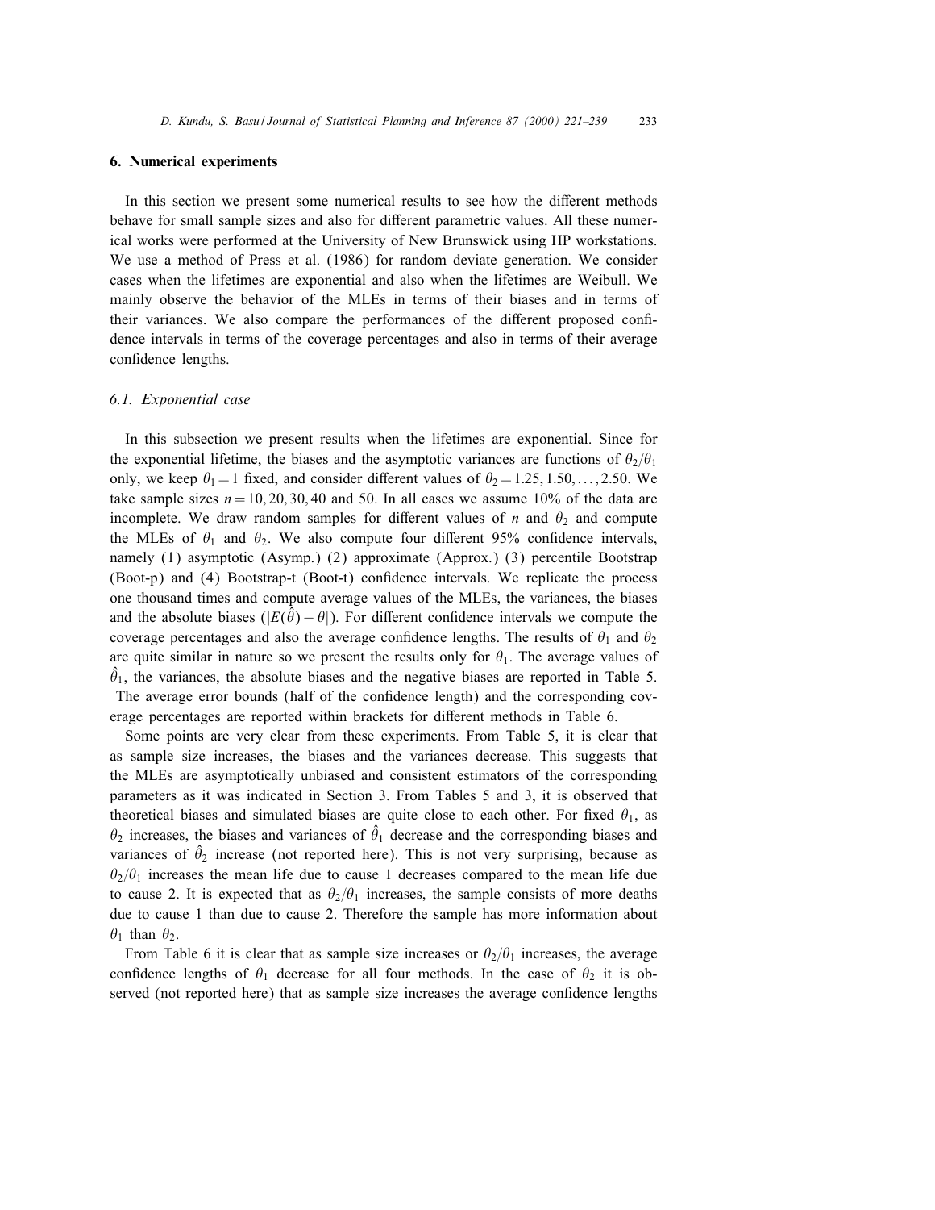## 6. Numerical experiments

In this section we present some numerical results to see how the different methods behave for small sample sizes and also for different parametric values. All these numerical works were performed at the University of New Brunswick using HP workstations. We use a method of Press et al. (1986) for random deviate generation. We consider cases when the lifetimes are exponential and also when the lifetimes are Weibull. We mainly observe the behavior of the MLEs in terms of their biases and in terms of their variances. We also compare the performances of the different proposed confidence intervals in terms of the coverage percentages and also in terms of their average confidence lengths.

### *6.1. Exponential case*

In this subsection we present results when the lifetimes are exponential. Since for the exponential lifetime, the biases and the asymptotic variances are functions of $\theta_2/\theta_1$ only, we keep $\theta_1 = 1$ fixed, and consider different values of $\theta_2 = 1.25, 1.50, \ldots, 2.50$. We take sample sizes $n = 10, 20, 30, 40$ and 50. In all cases we assume 10% of the data are incomplete. We draw random samples for different values of $n$ and $\theta_2$ and compute the MLEs of $\theta_1$ and $\theta_2$. We also compute four different 95% confidence intervals, namely (1) asymptotic (Asymp.) (2) approximate (Approx.) (3) percentile Bootstrap (Boot-p) and (4) Bootstrap-t (Boot-t) confidence intervals. We replicate the process one thousand times and compute average values of the MLEs, the variances, the biases and the absolute biases ($|E(\hat{\theta}) - \theta|$). For different confidence intervals we compute the coverage percentages and also the average confidence lengths. The results of $\theta_1$ and $\theta_2$ are quite similar in nature so we present the results only for $\theta_1$. The average values of $\hat{\theta}_1$, the variances, the absolute biases and the negative biases are reported in Table 5. The average error bounds (half of the confidence length) and the corresponding coverage percentages are reported within brackets for different methods in Table 6.

Some points are very clear from these experiments. From Table 5, it is clear that as sample size increases, the biases and the variances decrease. This suggests that the MLEs are asymptotically unbiased and consistent estimators of the corresponding parameters as it was indicated in Section 3. From Tables 5 and 3, it is observed that theoretical biases and simulated biases are quite close to each other. For fixed $\theta_1$, as $\theta_2$ increases, the biases and variances of $\hat{\theta}_1$ decrease and the corresponding biases and variances of $\hat{\theta}_2$ increase (not reported here). This is not very surprising, because as $\theta_2/\theta_1$ increases the mean life due to cause 1 decreases compared to the mean life due to cause 2. It is expected that as $\theta_2/\theta_1$ increases, the sample consists of more deaths due to cause 1 than due to cause 2. Therefore the sample has more information about $\theta_1$ than $\theta_2$.

From Table 6 it is clear that as sample size increases or $\theta_2/\theta_1$ increases, the average confidence lengths of $\theta_1$ decrease for all four methods. In the case of $\theta_2$ it is observed (not reported here) that as sample size increases the average confidence lengths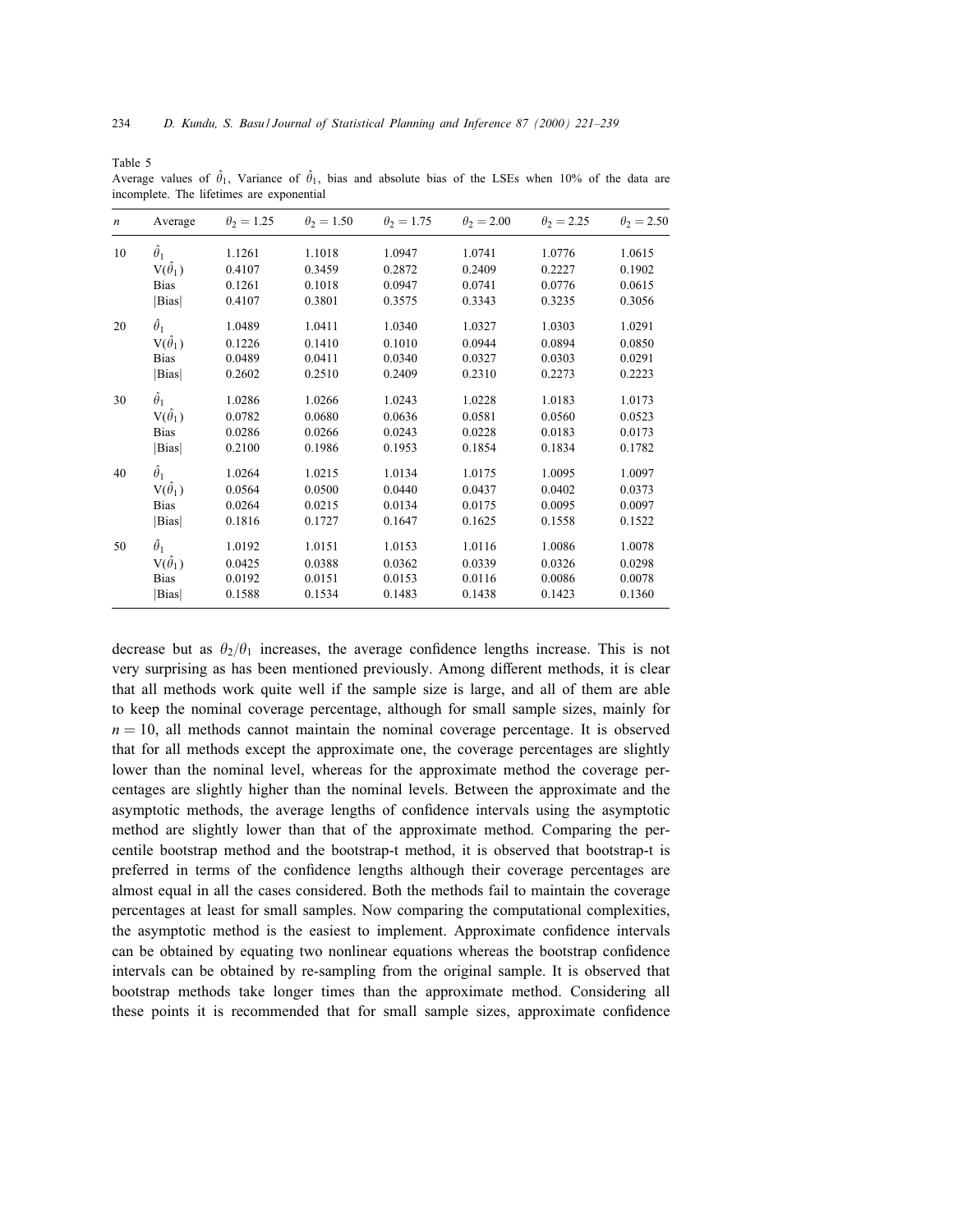Table 5

Average values of $\hat{\theta}_1$, Variance of $\hat{\theta}_1$, bias and absolute bias of the LSEs when 10% of the data are incomplete. The lifetimes are exponential

| $n$ | Average | $\theta_2 = 1.25$ | $\theta_2 = 1.50$ | $\theta_2 = 1.75$ | $\theta_2 = 2.00$ | $\theta_2 = 2.25$ | $\theta_2 = 2.50$ |
|---|---|---|---|---|---|---|---|
| 10 | $\hat{\theta}_1$ | 1.1261 | 1.1018 | 1.0947 | 1.0741 | 1.0776 | 1.0615 |
| | $V(\hat{\theta}_1)$ | 0.4107 | 0.3459 | 0.2872 | 0.2409 | 0.2227 | 0.1902 |
| | Bias | 0.1261 | 0.1018 | 0.0947 | 0.0741 | 0.0776 | 0.0615 |
| | \|Bias\| | 0.4107 | 0.3801 | 0.3575 | 0.3343 | 0.3235 | 0.3056 |
| 20 | $\hat{\theta}_1$ | 1.0489 | 1.0411 | 1.0340 | 1.0327 | 1.0303 | 1.0291 |
| | $V(\hat{\theta}_1)$ | 0.1226 | 0.1410 | 0.1010 | 0.0944 | 0.0894 | 0.0850 |
| | Bias | 0.0489 | 0.0411 | 0.0340 | 0.0327 | 0.0303 | 0.0291 |
| | \|Bias\| | 0.2602 | 0.2510 | 0.2409 | 0.2310 | 0.2273 | 0.2223 |
| 30 | $\hat{\theta}_1$ | 1.0286 | 1.0266 | 1.0243 | 1.0228 | 1.0183 | 1.0173 |
| | $V(\hat{\theta}_1)$ | 0.0782 | 0.0680 | 0.0636 | 0.0581 | 0.0560 | 0.0523 |
| | Bias | 0.0286 | 0.0266 | 0.0243 | 0.0228 | 0.0183 | 0.0173 |
| | \|Bias\| | 0.2100 | 0.1986 | 0.1953 | 0.1854 | 0.1834 | 0.1782 |
| 40 | $\hat{\theta}_1$ | 1.0264 | 1.0215 | 1.0134 | 1.0175 | 1.0095 | 1.0097 |
| | $V(\hat{\theta}_1)$ | 0.0564 | 0.0500 | 0.0440 | 0.0437 | 0.0402 | 0.0373 |
| | Bias | 0.0264 | 0.0215 | 0.0134 | 0.0175 | 0.0095 | 0.0097 |
| | \|Bias\| | 0.1816 | 0.1727 | 0.1647 | 0.1625 | 0.1558 | 0.1522 |
| 50 | $\hat{\theta}_1$ | 1.0192 | 1.0151 | 1.0153 | 1.0116 | 1.0086 | 1.0078 |
| | $V(\hat{\theta}_1)$ | 0.0425 | 0.0388 | 0.0362 | 0.0339 | 0.0326 | 0.0298 |
| | Bias | 0.0192 | 0.0151 | 0.0153 | 0.0116 | 0.0086 | 0.0078 |
| | \|Bias\| | 0.1588 | 0.1534 | 0.1483 | 0.1438 | 0.1423 | 0.1360 |

decrease but as $\theta_2/\theta_1$ increases, the average confidence lengths increase. This is not very surprising as has been mentioned previously. Among different methods, it is clear that all methods work quite well if the sample size is large, and all of them are able to keep the nominal coverage percentage, although for small sample sizes, mainly for $n = 10$, all methods cannot maintain the nominal coverage percentage. It is observed that for all methods except the approximate one, the coverage percentages are slightly lower than the nominal level, whereas for the approximate method the coverage percentages are slightly higher than the nominal levels. Between the approximate and the asymptotic methods, the average lengths of confidence intervals using the asymptotic method are slightly lower than that of the approximate method. Comparing the percentile bootstrap method and the bootstrap-t method, it is observed that bootstrap-t is preferred in terms of the confidence lengths although their coverage percentages are almost equal in all the cases considered. Both the methods fail to maintain the coverage percentages at least for small samples. Now comparing the computational complexities, the asymptotic method is the easiest to implement. Approximate confidence intervals can be obtained by equating two nonlinear equations whereas the bootstrap confidence intervals can be obtained by re-sampling from the original sample. It is observed that bootstrap methods take longer times than the approximate method. Considering all these points it is recommended that for small sample sizes, approximate confidence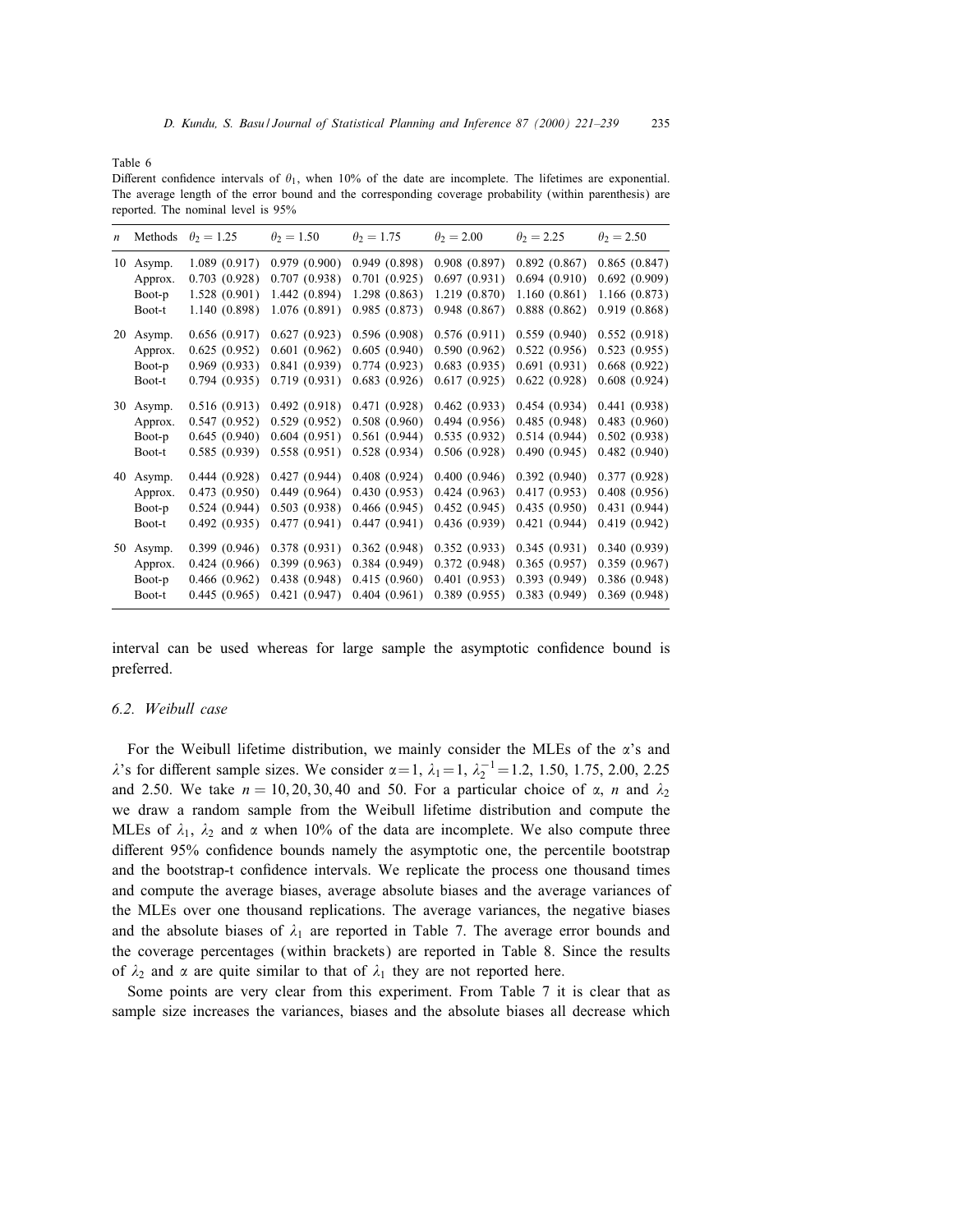Table 6

Different confidence intervals of $\theta_1$, when 10% of the date are incomplete. The lifetimes are exponential. The average length of the error bound and the corresponding coverage probability (within parenthesis) are reported. The nominal level is 95%

| $n$ | Methods | $\theta_2 = 1.25$ | $\theta_2 = 1.50$ | $\theta_2 = 1.75$ | $\theta_2 = 2.00$ | $\theta_2 = 2.25$ | $\theta_2 = 2.50$ |
|---|---|---|---|---|---|---|---|
| 10 | Asymp. | 1.089 (0.917) | 0.979 (0.900) | 0.949 (0.898) | 0.908 (0.897) | 0.892 (0.867) | 0.865 (0.847) |
| | Approx. | 0.703 (0.928) | 0.707 (0.938) | 0.701 (0.925) | 0.697 (0.931) | 0.694 (0.910) | 0.692 (0.909) |
| | Boot-p | 1.528 (0.901) | 1.442 (0.894) | 1.298 (0.863) | 1.219 (0.870) | 1.160 (0.861) | 1.166 (0.873) |
| | Boot-t | 1.140 (0.898) | 1.076 (0.891) | 0.985 (0.873) | 0.948 (0.867) | 0.888 (0.862) | 0.919 (0.868) |
| 20 | Asymp. | 0.656 (0.917) | 0.627 (0.923) | 0.596 (0.908) | 0.576 (0.911) | 0.559 (0.940) | 0.552 (0.918) |
| | Approx. | 0.625 (0.952) | 0.601 (0.962) | 0.605 (0.940) | 0.590 (0.962) | 0.522 (0.956) | 0.523 (0.955) |
| | Boot-p | 0.969 (0.933) | 0.841 (0.939) | 0.774 (0.923) | 0.683 (0.935) | 0.691 (0.931) | 0.668 (0.922) |
| | Boot-t | 0.794 (0.935) | 0.719 (0.931) | 0.683 (0.926) | 0.617 (0.925) | 0.622 (0.928) | 0.608 (0.924) |
| 30 | Asymp. | 0.516 (0.913) | 0.492 (0.918) | 0.471 (0.928) | 0.462 (0.933) | 0.454 (0.934) | 0.441 (0.938) |
| | Approx. | 0.547 (0.952) | 0.529 (0.952) | 0.508 (0.960) | 0.494 (0.956) | 0.485 (0.948) | 0.483 (0.960) |
| | Boot-p | 0.645 (0.940) | 0.604 (0.951) | 0.561 (0.944) | 0.535 (0.932) | 0.514 (0.944) | 0.502 (0.938) |
| | Boot-t | 0.585 (0.939) | 0.558 (0.951) | 0.528 (0.934) | 0.506 (0.928) | 0.490 (0.945) | 0.482 (0.940) |
| 40 | Asymp. | 0.444 (0.928) | 0.427 (0.944) | 0.408 (0.924) | 0.400 (0.946) | 0.392 (0.940) | 0.377 (0.928) |
| | Approx. | 0.473 (0.950) | 0.449 (0.964) | 0.430 (0.953) | 0.424 (0.963) | 0.417 (0.953) | 0.408 (0.956) |
| | Boot-p | 0.524 (0.944) | 0.503 (0.938) | 0.466 (0.945) | 0.452 (0.945) | 0.435 (0.950) | 0.431 (0.944) |
| | Boot-t | 0.492 (0.935) | 0.477 (0.941) | 0.447 (0.941) | 0.436 (0.939) | 0.421 (0.944) | 0.419 (0.942) |
| 50 | Asymp. | 0.399 (0.946) | 0.378 (0.931) | 0.362 (0.948) | 0.352 (0.933) | 0.345 (0.931) | 0.340 (0.939) |
| | Approx. | 0.424 (0.966) | 0.399 (0.963) | 0.384 (0.949) | 0.372 (0.948) | 0.365 (0.957) | 0.359 (0.967) |
| | Boot-p | 0.466 (0.962) | 0.438 (0.948) | 0.415 (0.960) | 0.401 (0.953) | 0.393 (0.949) | 0.386 (0.948) |
| | Boot-t | 0.445 (0.965) | 0.421 (0.947) | 0.404 (0.961) | 0.389 (0.955) | 0.383 (0.949) | 0.369 (0.948) |

interval can be used whereas for large sample the asymptotic confidence bound is preferred.

### 6.2. Weibull case

For the Weibull lifetime distribution, we mainly consider the MLEs of the $\alpha$'s and $\lambda$'s for different sample sizes. We consider $\alpha = 1$, $\lambda_1 = 1$, $\lambda_2^{-1} = 1.2$, 1.50, 1.75, 2.00, 2.25 and 2.50. We take $n = 10, 20, 30, 40$ and 50. For a particular choice of $\alpha$, $n$ and $\lambda_2$ we draw a random sample from the Weibull lifetime distribution and compute the MLEs of $\lambda_1$, $\lambda_2$ and $\alpha$ when 10% of the data are incomplete. We also compute three different 95% confidence bounds namely the asymptotic one, the percentile bootstrap and the bootstrap-t confidence intervals. We replicate the process one thousand times and compute the average biases, average absolute biases and the average variances of the MLEs over one thousand replications. The average variances, the negative biases and the absolute biases of $\lambda_1$ are reported in Table 7. The average error bounds and the coverage percentages (within brackets) are reported in Table 8. Since the results of $\lambda_2$ and $\alpha$ are quite similar to that of $\lambda_1$ they are not reported here.

Some points are very clear from this experiment. From Table 7 it is clear that as sample size increases the variances, biases and the absolute biases all decrease which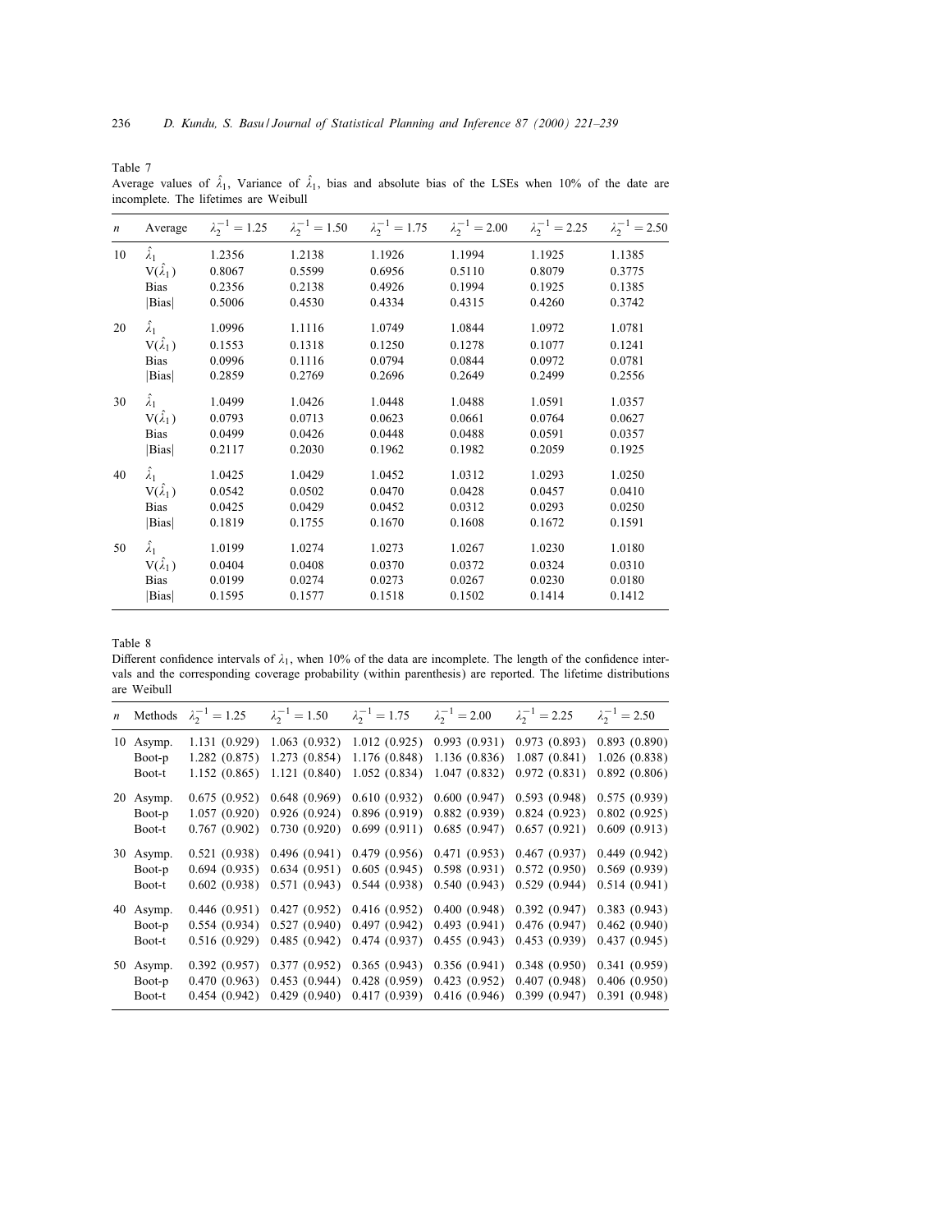Table 7
Average values of $\hat{\lambda}_1$, Variance of $\hat{\lambda}_1$, bias and absolute bias of the LSEs when 10% of the date are incomplete. The lifetimes are Weibull

| $n$ | Average | $\lambda_2^{-1} = 1.25$ | $\lambda_2^{-1} = 1.50$ | $\lambda_2^{-1} = 1.75$ | $\lambda_2^{-1} = 2.00$ | $\lambda_2^{-1} = 2.25$ | $\lambda_2^{-1} = 2.50$ |
|---|---|---|---|---|---|---|---|
| 10 | $\hat{\lambda}_1$ | 1.2356 | 1.2138 | 1.1926 | 1.1994 | 1.1925 | 1.1385 |
| | $V(\hat{\lambda}_1)$ | 0.8067 | 0.5599 | 0.6956 | 0.5110 | 0.8079 | 0.3775 |
| | Bias | 0.2356 | 0.2138 | 0.4926 | 0.1994 | 0.1925 | 0.1385 |
| | \|Bias\| | 0.5006 | 0.4530 | 0.4334 | 0.4315 | 0.4260 | 0.3742 |
| 20 | $\hat{\lambda}_1$ | 1.0996 | 1.1116 | 1.0749 | 1.0844 | 1.0972 | 1.0781 |
| | $V(\hat{\lambda}_1)$ | 0.1553 | 0.1318 | 0.1250 | 0.1278 | 0.1077 | 0.1241 |
| | Bias | 0.0996 | 0.1116 | 0.0794 | 0.0844 | 0.0972 | 0.0781 |
| | \|Bias\| | 0.2859 | 0.2769 | 0.2696 | 0.2649 | 0.2499 | 0.2556 |
| 30 | $\hat{\lambda}_1$ | 1.0499 | 1.0426 | 1.0448 | 1.0488 | 1.0591 | 1.0357 |
| | $V(\hat{\lambda}_1)$ | 0.0793 | 0.0713 | 0.0623 | 0.0661 | 0.0764 | 0.0627 |
| | Bias | 0.0499 | 0.0426 | 0.0448 | 0.0488 | 0.0591 | 0.0357 |
| | \|Bias\| | 0.2117 | 0.2030 | 0.1962 | 0.1982 | 0.2059 | 0.1925 |
| 40 | $\hat{\lambda}_1$ | 1.0425 | 1.0429 | 1.0452 | 1.0312 | 1.0293 | 1.0250 |
| | $V(\hat{\lambda}_1)$ | 0.0542 | 0.0502 | 0.0470 | 0.0428 | 0.0457 | 0.0410 |
| | Bias | 0.0425 | 0.0429 | 0.0452 | 0.0312 | 0.0293 | 0.0250 |
| | \|Bias\| | 0.1819 | 0.1755 | 0.1670 | 0.1608 | 0.1672 | 0.1591 |
| 50 | $\hat{\lambda}_1$ | 1.0199 | 1.0274 | 1.0273 | 1.0267 | 1.0230 | 1.0180 |
| | $V(\hat{\lambda}_1)$ | 0.0404 | 0.0408 | 0.0370 | 0.0372 | 0.0324 | 0.0310 |
| | Bias | 0.0199 | 0.0274 | 0.0273 | 0.0267 | 0.0230 | 0.0180 |
| | \|Bias\| | 0.1595 | 0.1577 | 0.1518 | 0.1502 | 0.1414 | 0.1412 |

Table 8
Different confidence intervals of $\lambda_1$, when 10% of the data are incomplete. The length of the confidence intervals and the corresponding coverage probability (within parenthesis) are reported. The lifetime distributions are Weibull

| $n$ | Methods | $\lambda_2^{-1} = 1.25$ | $\lambda_2^{-1} = 1.50$ | $\lambda_2^{-1} = 1.75$ | $\lambda_2^{-1} = 2.00$ | $\lambda_2^{-1} = 2.25$ | $\lambda_2^{-1} = 2.50$ |
|---|---|---|---|---|---|---|---|
| 10 | Asymp. | 1.131 (0.929) | 1.063 (0.932) | 1.012 (0.925) | 0.993 (0.931) | 0.973 (0.893) | 0.893 (0.890) |
| | Boot-p | 1.282 (0.875) | 1.273 (0.854) | 1.176 (0.848) | 1.136 (0.836) | 1.087 (0.841) | 1.026 (0.838) |
| | Boot-t | 1.152 (0.865) | 1.121 (0.840) | 1.052 (0.834) | 1.047 (0.832) | 0.972 (0.831) | 0.892 (0.806) |
| 20 | Asymp. | 0.675 (0.952) | 0.648 (0.969) | 0.610 (0.932) | 0.600 (0.947) | 0.593 (0.948) | 0.575 (0.939) |
| | Boot-p | 1.057 (0.920) | 0.926 (0.924) | 0.896 (0.919) | 0.882 (0.939) | 0.824 (0.923) | 0.802 (0.925) |
| | Boot-t | 0.767 (0.902) | 0.730 (0.920) | 0.699 (0.911) | 0.685 (0.947) | 0.657 (0.921) | 0.609 (0.913) |
| 30 | Asymp. | 0.521 (0.938) | 0.496 (0.941) | 0.479 (0.956) | 0.471 (0.953) | 0.467 (0.937) | 0.449 (0.942) |
| | Boot-p | 0.694 (0.935) | 0.634 (0.951) | 0.605 (0.945) | 0.598 (0.931) | 0.572 (0.950) | 0.569 (0.939) |
| | Boot-t | 0.602 (0.938) | 0.571 (0.943) | 0.544 (0.938) | 0.540 (0.943) | 0.529 (0.944) | 0.514 (0.941) |
| 40 | Asymp. | 0.446 (0.951) | 0.427 (0.952) | 0.416 (0.952) | 0.400 (0.948) | 0.392 (0.947) | 0.383 (0.943) |
| | Boot-p | 0.554 (0.934) | 0.527 (0.940) | 0.497 (0.942) | 0.493 (0.941) | 0.476 (0.947) | 0.462 (0.940) |
| | Boot-t | 0.516 (0.929) | 0.485 (0.942) | 0.474 (0.937) | 0.455 (0.943) | 0.453 (0.939) | 0.437 (0.945) |
| 50 | Asymp. | 0.392 (0.957) | 0.377 (0.952) | 0.365 (0.943) | 0.356 (0.941) | 0.348 (0.950) | 0.341 (0.959) |
| | Boot-p | 0.470 (0.963) | 0.453 (0.944) | 0.428 (0.959) | 0.423 (0.952) | 0.407 (0.948) | 0.406 (0.950) |
| | Boot-t | 0.454 (0.942) | 0.429 (0.940) | 0.417 (0.939) | 0.416 (0.946) | 0.399 (0.947) | 0.391 (0.948) |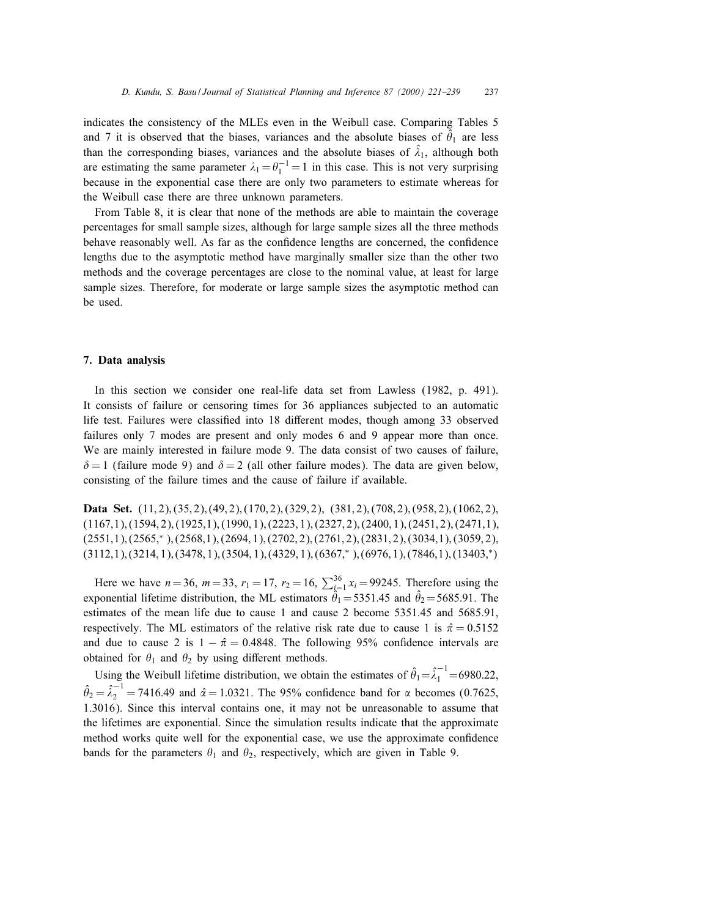indicates the consistency of the MLEs even in the Weibull case. Comparing Tables 5 and 7 it is observed that the biases, variances and the absolute biases of $\hat{\theta}_1$ are less than the corresponding biases, variances and the absolute biases of $\hat{\lambda}_1$, although both are estimating the same parameter $\lambda_1 = \theta_1^{-1} = 1$ in this case. This is not very surprising because in the exponential case there are only two parameters to estimate whereas for the Weibull case there are three unknown parameters.

From Table 8, it is clear that none of the methods are able to maintain the coverage percentages for small sample sizes, although for large sample sizes all the three methods behave reasonably well. As far as the confidence lengths are concerned, the confidence lengths due to the asymptotic method have marginally smaller size than the other two methods and the coverage percentages are close to the nominal value, at least for large sample sizes. Therefore, for moderate or large sample sizes the asymptotic method can be used.

## 7. Data analysis

In this section we consider one real-life data set from Lawless (1982, p. 491). It consists of failure or censoring times for 36 appliances subjected to an automatic life test. Failures were classified into 18 different modes, though among 33 observed failures only 7 modes are present and only modes 6 and 9 appear more than once. We are mainly interested in failure mode 9. The data consist of two causes of failure, $\delta = 1$ (failure mode 9) and $\delta = 2$ (all other failure modes). The data are given below, consisting of the failure times and the cause of failure if available.

**Data Set.** (11, 2), (35, 2), (49, 2), (170, 2), (329, 2), (381, 2), (708, 2), (958, 2), (1062, 2), (1167, 1), (1594, 2), (1925, 1), (1990, 1), (2223, 1), (2327, 2), (2400, 1), (2451, 2), (2471, 1), (2551, 1), (2565, \*), (2568, 1), (2694, 1), (2702, 2), (2761, 2), (2831, 2), (3034, 1), (3059, 2), (3112, 1), (3214, 1), (3478, 1), (3504, 1), (4329, 1), (6367, \*), (6976, 1), (7846, 1), (13403, \*)

Here we have $n = 36$, $m = 33$, $r_1 = 17$, $r_2 = 16$, $\sum_{i=1}^{36} x_i = 99245$. Therefore using the exponential lifetime distribution, the ML estimators $\hat{\theta}_1 = 5351.45$ and $\hat{\theta}_2 = 5685.91$. The estimates of the mean life due to cause 1 and cause 2 become 5351.45 and 5685.91, respectively. The ML estimators of the relative risk rate due to cause 1 is $\hat{\pi} = 0.5152$ and due to cause 2 is $1 - \hat{\pi} = 0.4848$. The following 95% confidence intervals are obtained for $\theta_1$ and $\theta_2$ by using different methods.

Using the Weibull lifetime distribution, we obtain the estimates of $\hat{\theta}_1 = \hat{\lambda}_1^{-1} = 6980.22$, $\hat{\theta}_2 = \hat{\lambda}_2^{-1} = 7416.49$ and $\hat{\alpha} = 1.0321$. The 95% confidence band for $\alpha$ becomes (0.7625, 1.3016). Since this interval contains one, it may not be unreasonable to assume that the lifetimes are exponential. Since the simulation results indicate that the approximate method works quite well for the exponential case, we use the approximate confidence bands for the parameters $\theta_1$ and $\theta_2$, respectively, which are given in Table 9.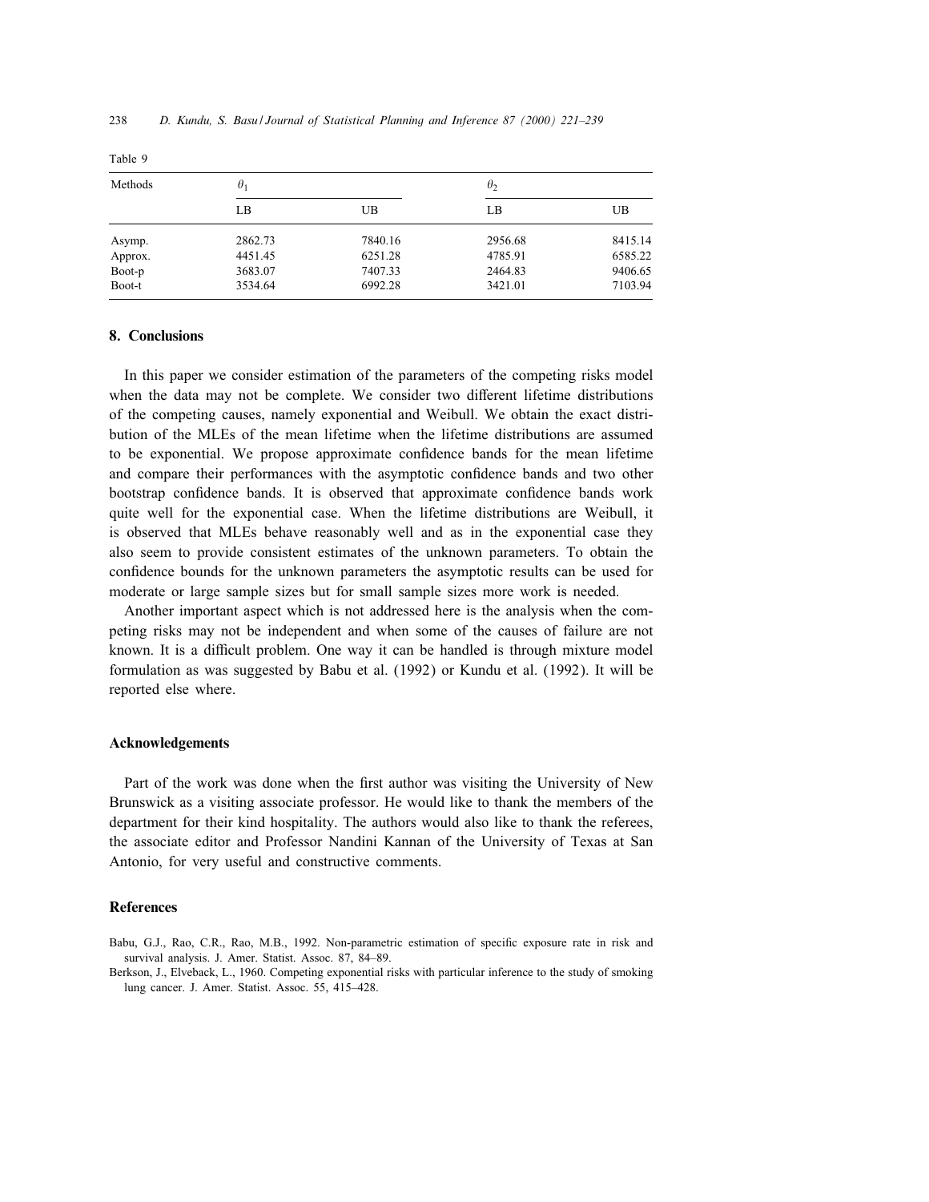Table 9

| Methods | $\theta_1$ | | $\theta_2$ | |
|---|---|---|---|---|
| | LB | UB | LB | UB |
| Asymp. | 2862.73 | 7840.16 | 2956.68 | 8415.14 |
| Approx. | 4451.45 | 6251.28 | 4785.91 | 6585.22 |
| Boot-p | 3683.07 | 7407.33 | 2464.83 | 9406.65 |
| Boot-t | 3534.64 | 6992.28 | 3421.01 | 7103.94 |

## 8. Conclusions

In this paper we consider estimation of the parameters of the competing risks model when the data may not be complete. We consider two different lifetime distributions of the competing causes, namely exponential and Weibull. We obtain the exact distribution of the MLEs of the mean lifetime when the lifetime distributions are assumed to be exponential. We propose approximate confidence bands for the mean lifetime and compare their performances with the asymptotic confidence bands and two other bootstrap confidence bands. It is observed that approximate confidence bands work quite well for the exponential case. When the lifetime distributions are Weibull, it is observed that MLEs behave reasonably well and as in the exponential case they also seem to provide consistent estimates of the unknown parameters. To obtain the confidence bounds for the unknown parameters the asymptotic results can be used for moderate or large sample sizes but for small sample sizes more work is needed.

Another important aspect which is not addressed here is the analysis when the competing risks may not be independent and when some of the causes of failure are not known. It is a difficult problem. One way it can be handled is through mixture model formulation as was suggested by Babu et al. (1992) or Kundu et al. (1992). It will be reported else where.

## Acknowledgements

Part of the work was done when the first author was visiting the University of New Brunswick as a visiting associate professor. He would like to thank the members of the department for their kind hospitality. The authors would also like to thank the referees, the associate editor and Professor Nandini Kannan of the University of Texas at San Antonio, for very useful and constructive comments.

## References

Babu, G.J., Rao, C.R., Rao, M.B., 1992. Non-parametric estimation of specific exposure rate in risk and survival analysis. J. Amer. Statist. Assoc. 87, 84–89.

Berkson, J., Elveback, L., 1960. Competing exponential risks with particular inference to the study of smoking lung cancer. J. Amer. Statist. Assoc. 55, 415–428.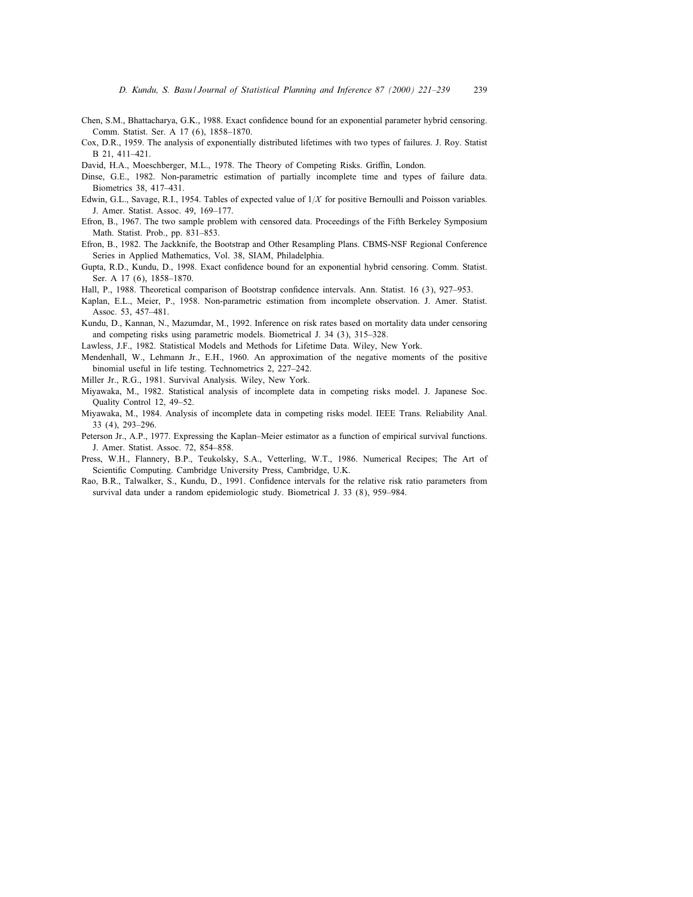Chen, S.M., Bhattacharya, G.K., 1988. Exact confidence bound for an exponential parameter hybrid censoring. Comm. Statist. Ser. A 17 (6), 1858–1870.

Cox, D.R., 1959. The analysis of exponentially distributed lifetimes with two types of failures. J. Roy. Statist B 21, 411–421.

David, H.A., Moeschberger, M.L., 1978. The Theory of Competing Risks. Griffin, London.

Dinse, G.E., 1982. Non-parametric estimation of partially incomplete time and types of failure data. Biometrics 38, 417–431.

Edwin, G.L., Savage, R.I., 1954. Tables of expected value of $1/X$ for positive Bernoulli and Poisson variables. J. Amer. Statist. Assoc. 49, 169–177.

Efron, B., 1967. The two sample problem with censored data. Proceedings of the Fifth Berkeley Symposium Math. Statist. Prob., pp. 831–853.

Efron, B., 1982. The Jackknife, the Bootstrap and Other Resampling Plans. CBMS-NSF Regional Conference Series in Applied Mathematics, Vol. 38, SIAM, Philadelphia.

Gupta, R.D., Kundu, D., 1998. Exact confidence bound for an exponential hybrid censoring. Comm. Statist. Ser. A 17 (6), 1858–1870.

Hall, P., 1988. Theoretical comparison of Bootstrap confidence intervals. Ann. Statist. 16 (3), 927–953.

Kaplan, E.L., Meier, P., 1958. Non-parametric estimation from incomplete observation. J. Amer. Statist. Assoc. 53, 457–481.

Kundu, D., Kannan, N., Mazumdar, M., 1992. Inference on risk rates based on mortality data under censoring and competing risks using parametric models. Biometrical J. 34 (3), 315–328.

Lawless, J.F., 1982. Statistical Models and Methods for Lifetime Data. Wiley, New York.

Mendenhall, W., Lehmann Jr., E.H., 1960. An approximation of the negative moments of the positive binomial useful in life testing. Technometrics 2, 227–242.

Miller Jr., R.G., 1981. Survival Analysis. Wiley, New York.

Miyawaka, M., 1982. Statistical analysis of incomplete data in competing risks model. J. Japanese Soc. Quality Control 12, 49–52.

Miyawaka, M., 1984. Analysis of incomplete data in competing risks model. IEEE Trans. Reliability Anal. 33 (4), 293–296.

Peterson Jr., A.P., 1977. Expressing the Kaplan–Meier estimator as a function of empirical survival functions. J. Amer. Statist. Assoc. 72, 854–858.

Press, W.H., Flannery, B.P., Teukolsky, S.A., Vetterling, W.T., 1986. Numerical Recipes; The Art of Scientific Computing. Cambridge University Press, Cambridge, U.K.

Rao, B.R., Talwalker, S., Kundu, D., 1991. Confidence intervals for the relative risk ratio parameters from survival data under a random epidemiologic study. Biometrical J. 33 (8), 959–984.